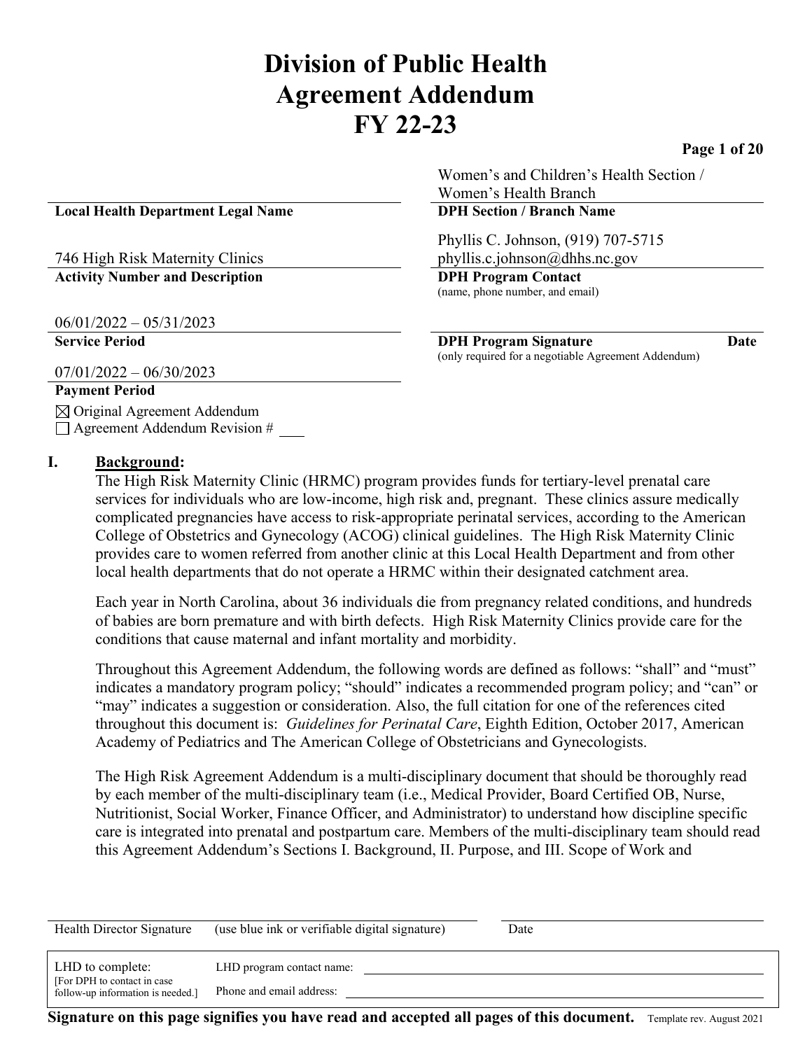# Division of Public Health Agreement Addendum FY 22-23

| | |
|---|---|
| | Women's and Children's Health Section / Women's Health Branch |
| **Local Health Department Legal Name** | **DPH Section / Branch Name** |
| 746 High Risk Maternity Clinics | Phyllis C. Johnson, (919) 707-5715 phyllis.c.johnson@dhhs.nc.gov |
| **Activity Number and Description** | **DPH Program Contact** (name, phone number, and email) |
| 06/01/2022 – 05/31/2023 | |
| **Service Period** | **DPH Program Signature** **Date** (only required for a negotiable Agreement Addendum) |
| 07/01/2022 – 06/30/2023 | |
| **Payment Period** | |

☒ Original Agreement Addendum
☐ Agreement Addendum Revision # ___

## I. Background:

The High Risk Maternity Clinic (HRMC) program provides funds for tertiary-level prenatal care services for individuals who are low-income, high risk and, pregnant. These clinics assure medically complicated pregnancies have access to risk-appropriate perinatal services, according to the American College of Obstetrics and Gynecology (ACOG) clinical guidelines. The High Risk Maternity Clinic provides care to women referred from another clinic at this Local Health Department and from other local health departments that do not operate a HRMC within their designated catchment area.

Each year in North Carolina, about 36 individuals die from pregnancy related conditions, and hundreds of babies are born premature and with birth defects. High Risk Maternity Clinics provide care for the conditions that cause maternal and infant mortality and morbidity.

Throughout this Agreement Addendum, the following words are defined as follows: "shall" and "must" indicates a mandatory program policy; "should" indicates a recommended program policy; and "can" or "may" indicates a suggestion or consideration. Also, the full citation for one of the references cited throughout this document is: *Guidelines for Perinatal Care*, Eighth Edition, October 2017, American Academy of Pediatrics and The American College of Obstetricians and Gynecologists.

The High Risk Agreement Addendum is a multi-disciplinary document that should be thoroughly read by each member of the multi-disciplinary team (i.e., Medical Provider, Board Certified OB, Nurse, Nutritionist, Social Worker, Finance Officer, and Administrator) to understand how discipline specific care is integrated into prenatal and postpartum care. Members of the multi-disciplinary team should read this Agreement Addendum's Sections I. Background, II. Purpose, and III. Scope of Work and

| | | |
|---|---|---|
| Health Director Signature | (use blue ink or verifiable digital signature) | Date |

| | | |
|---|---|---|
| LHD to complete: [For DPH to contact in case follow-up information is needed.] | LHD program contact name: | |
| | Phone and email address: | |

**Signature on this page signifies you have read and accepted all pages of this document.** Template rev. August 2021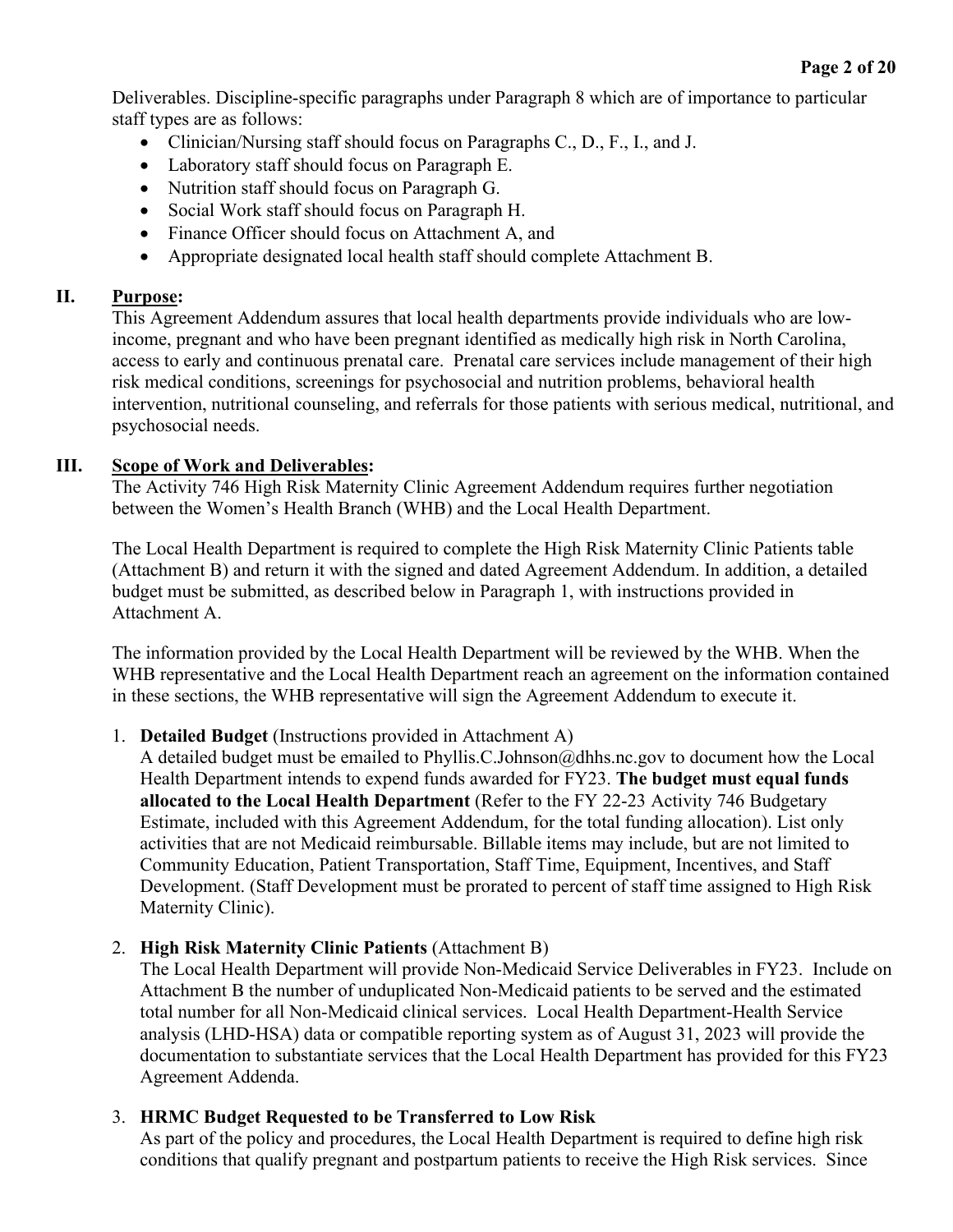Deliverables. Discipline-specific paragraphs under Paragraph 8 which are of importance to particular staff types are as follows:

- Clinician/Nursing staff should focus on Paragraphs C., D., F., I., and J.
- Laboratory staff should focus on Paragraph E.
- Nutrition staff should focus on Paragraph G.
- Social Work staff should focus on Paragraph H.
- Finance Officer should focus on Attachment A, and
- Appropriate designated local health staff should complete Attachment B.

## II. Purpose:

This Agreement Addendum assures that local health departments provide individuals who are low-income, pregnant and who have been pregnant identified as medically high risk in North Carolina, access to early and continuous prenatal care. Prenatal care services include management of their high risk medical conditions, screenings for psychosocial and nutrition problems, behavioral health intervention, nutritional counseling, and referrals for those patients with serious medical, nutritional, and psychosocial needs.

## III. Scope of Work and Deliverables:

The Activity 746 High Risk Maternity Clinic Agreement Addendum requires further negotiation between the Women's Health Branch (WHB) and the Local Health Department.

The Local Health Department is required to complete the High Risk Maternity Clinic Patients table (Attachment B) and return it with the signed and dated Agreement Addendum. In addition, a detailed budget must be submitted, as described below in Paragraph 1, with instructions provided in Attachment A.

The information provided by the Local Health Department will be reviewed by the WHB. When the WHB representative and the Local Health Department reach an agreement on the information contained in these sections, the WHB representative will sign the Agreement Addendum to execute it.

1. **Detailed Budget** (Instructions provided in Attachment A)
   A detailed budget must be emailed to Phyllis.C.Johnson@dhhs.nc.gov to document how the Local Health Department intends to expend funds awarded for FY23. **The budget must equal funds allocated to the Local Health Department** (Refer to the FY 22-23 Activity 746 Budgetary Estimate, included with this Agreement Addendum, for the total funding allocation). List only activities that are not Medicaid reimbursable. Billable items may include, but are not limited to Community Education, Patient Transportation, Staff Time, Equipment, Incentives, and Staff Development. (Staff Development must be prorated to percent of staff time assigned to High Risk Maternity Clinic).

2. **High Risk Maternity Clinic Patients** (Attachment B)
   The Local Health Department will provide Non-Medicaid Service Deliverables in FY23. Include on Attachment B the number of unduplicated Non-Medicaid patients to be served and the estimated total number for all Non-Medicaid clinical services. Local Health Department-Health Service analysis (LHD-HSA) data or compatible reporting system as of August 31, 2023 will provide the documentation to substantiate services that the Local Health Department has provided for this FY23 Agreement Addenda.

3. **HRMC Budget Requested to be Transferred to Low Risk**
   As part of the policy and procedures, the Local Health Department is required to define high risk conditions that qualify pregnant and postpartum patients to receive the High Risk services. Since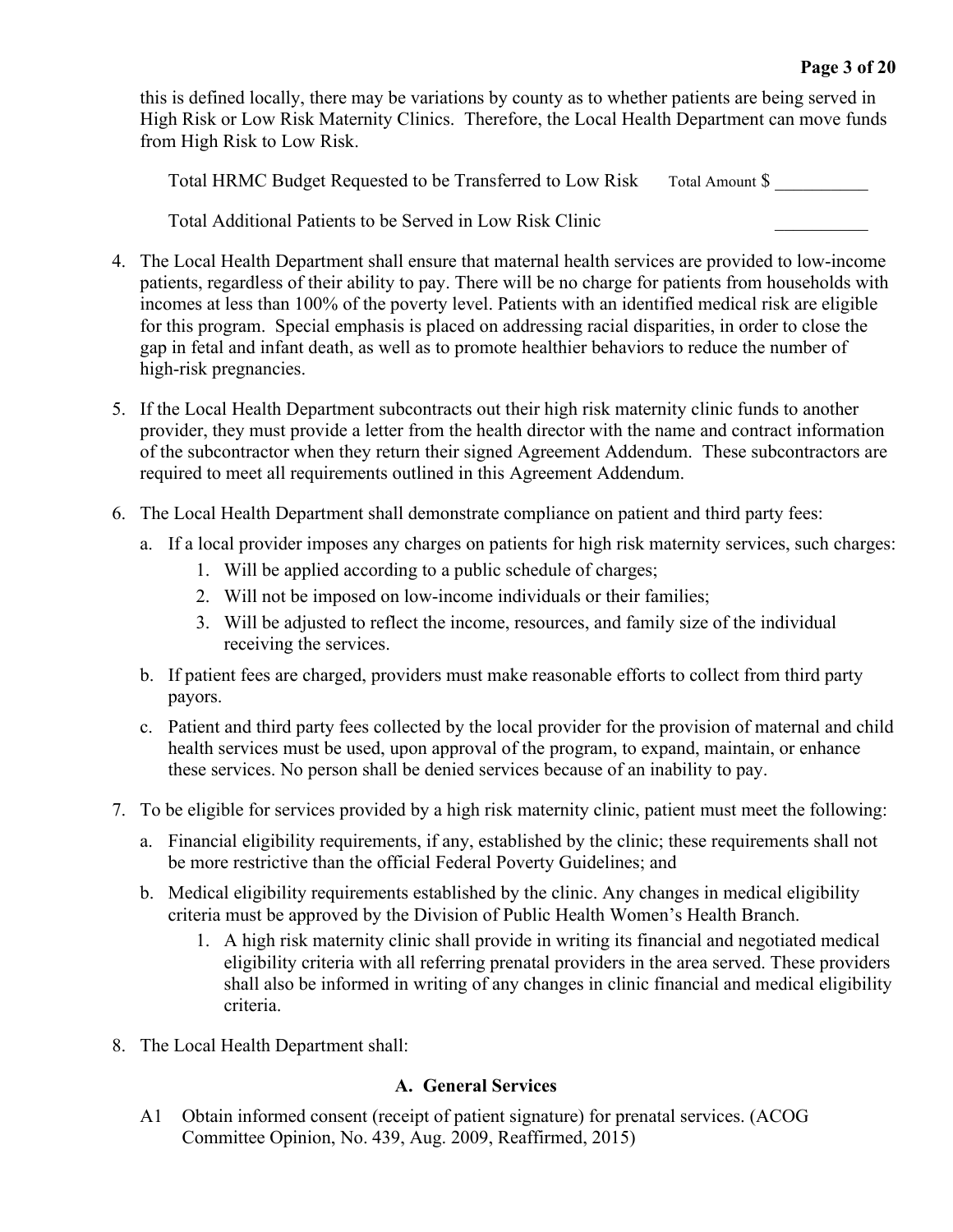this is defined locally, there may be variations by county as to whether patients are being served in High Risk or Low Risk Maternity Clinics. Therefore, the Local Health Department can move funds from High Risk to Low Risk.

Total HRMC Budget Requested to be Transferred to Low Risk Total Amount $ __________

Total Additional Patients to be Served in Low Risk Clinic __________

4. The Local Health Department shall ensure that maternal health services are provided to low-income patients, regardless of their ability to pay. There will be no charge for patients from households with incomes at less than 100% of the poverty level. Patients with an identified medical risk are eligible for this program. Special emphasis is placed on addressing racial disparities, in order to close the gap in fetal and infant death, as well as to promote healthier behaviors to reduce the number of high-risk pregnancies.

5. If the Local Health Department subcontracts out their high risk maternity clinic funds to another provider, they must provide a letter from the health director with the name and contract information of the subcontractor when they return their signed Agreement Addendum. These subcontractors are required to meet all requirements outlined in this Agreement Addendum.

6. The Local Health Department shall demonstrate compliance on patient and third party fees:
   a. If a local provider imposes any charges on patients for high risk maternity services, such charges:
      1. Will be applied according to a public schedule of charges;
      2. Will not be imposed on low-income individuals or their families;
      3. Will be adjusted to reflect the income, resources, and family size of the individual receiving the services.
   b. If patient fees are charged, providers must make reasonable efforts to collect from third party payors.
   c. Patient and third party fees collected by the local provider for the provision of maternal and child health services must be used, upon approval of the program, to expand, maintain, or enhance these services. No person shall be denied services because of an inability to pay.

7. To be eligible for services provided by a high risk maternity clinic, patient must meet the following:
   a. Financial eligibility requirements, if any, established by the clinic; these requirements shall not be more restrictive than the official Federal Poverty Guidelines; and
   b. Medical eligibility requirements established by the clinic. Any changes in medical eligibility criteria must be approved by the Division of Public Health Women's Health Branch.
      1. A high risk maternity clinic shall provide in writing its financial and negotiated medical eligibility criteria with all referring prenatal providers in the area served. These providers shall also be informed in writing of any changes in clinic financial and medical eligibility criteria.

8. The Local Health Department shall:

### A. General Services

A1 Obtain informed consent (receipt of patient signature) for prenatal services. (ACOG Committee Opinion, No. 439, Aug. 2009, Reaffirmed, 2015)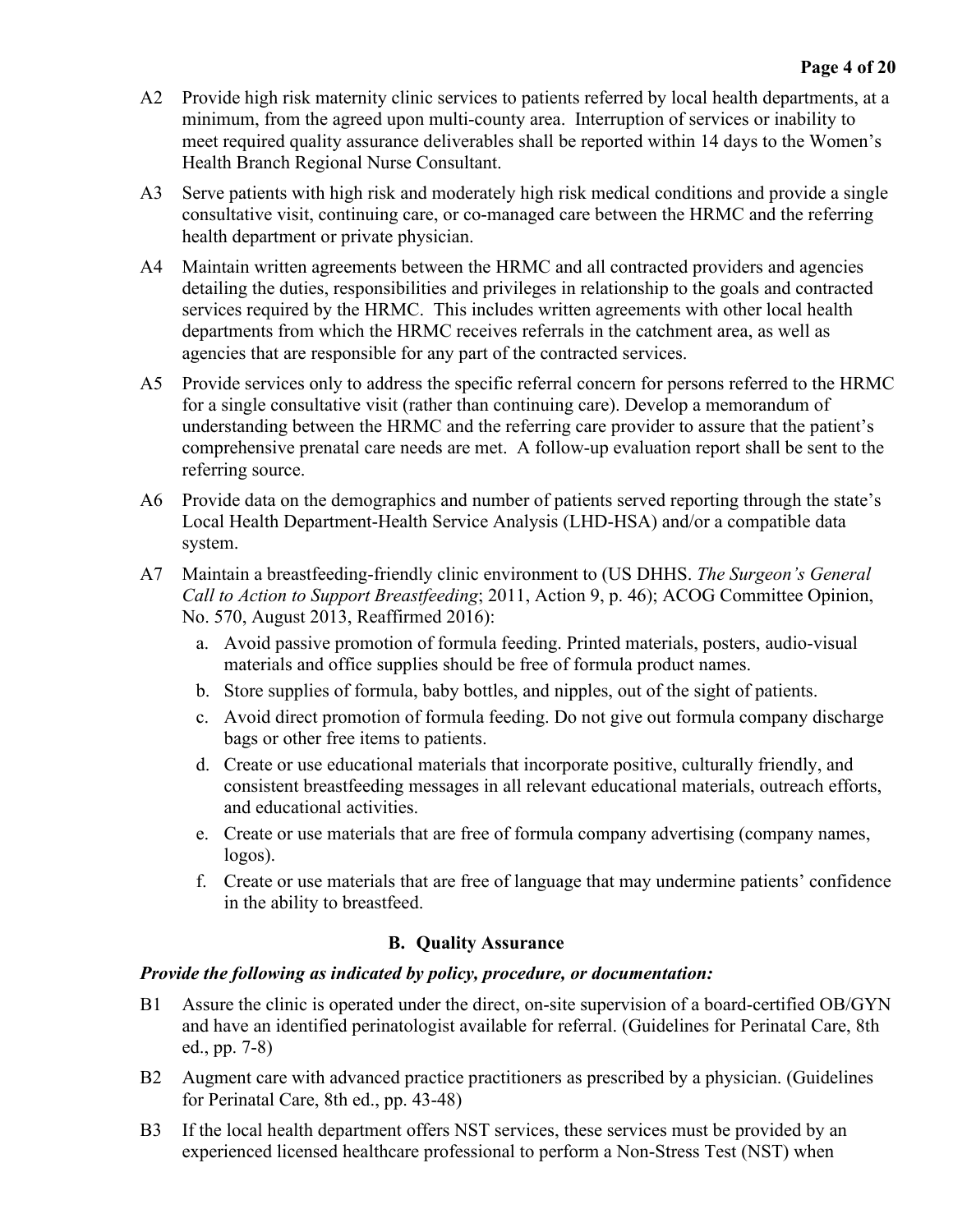A2 Provide high risk maternity clinic services to patients referred by local health departments, at a minimum, from the agreed upon multi-county area. Interruption of services or inability to meet required quality assurance deliverables shall be reported within 14 days to the Women's Health Branch Regional Nurse Consultant.

A3 Serve patients with high risk and moderately high risk medical conditions and provide a single consultative visit, continuing care, or co-managed care between the HRMC and the referring health department or private physician.

A4 Maintain written agreements between the HRMC and all contracted providers and agencies detailing the duties, responsibilities and privileges in relationship to the goals and contracted services required by the HRMC. This includes written agreements with other local health departments from which the HRMC receives referrals in the catchment area, as well as agencies that are responsible for any part of the contracted services.

A5 Provide services only to address the specific referral concern for persons referred to the HRMC for a single consultative visit (rather than continuing care). Develop a memorandum of understanding between the HRMC and the referring care provider to assure that the patient's comprehensive prenatal care needs are met. A follow-up evaluation report shall be sent to the referring source.

A6 Provide data on the demographics and number of patients served reporting through the state's Local Health Department-Health Service Analysis (LHD-HSA) and/or a compatible data system.

A7 Maintain a breastfeeding-friendly clinic environment to (US DHHS. *The Surgeon's General Call to Action to Support Breastfeeding*; 2011, Action 9, p. 46); ACOG Committee Opinion, No. 570, August 2013, Reaffirmed 2016):

a. Avoid passive promotion of formula feeding. Printed materials, posters, audio-visual materials and office supplies should be free of formula product names.
b. Store supplies of formula, baby bottles, and nipples, out of the sight of patients.
c. Avoid direct promotion of formula feeding. Do not give out formula company discharge bags or other free items to patients.
d. Create or use educational materials that incorporate positive, culturally friendly, and consistent breastfeeding messages in all relevant educational materials, outreach efforts, and educational activities.
e. Create or use materials that are free of formula company advertising (company names, logos).
f. Create or use materials that are free of language that may undermine patients' confidence in the ability to breastfeed.

## B. Quality Assurance

***Provide the following as indicated by policy, procedure, or documentation:***

B1 Assure the clinic is operated under the direct, on-site supervision of a board-certified OB/GYN and have an identified perinatologist available for referral. (Guidelines for Perinatal Care, 8th ed., pp. 7-8)

B2 Augment care with advanced practice practitioners as prescribed by a physician. (Guidelines for Perinatal Care, 8th ed., pp. 43-48)

B3 If the local health department offers NST services, these services must be provided by an experienced licensed healthcare professional to perform a Non-Stress Test (NST) when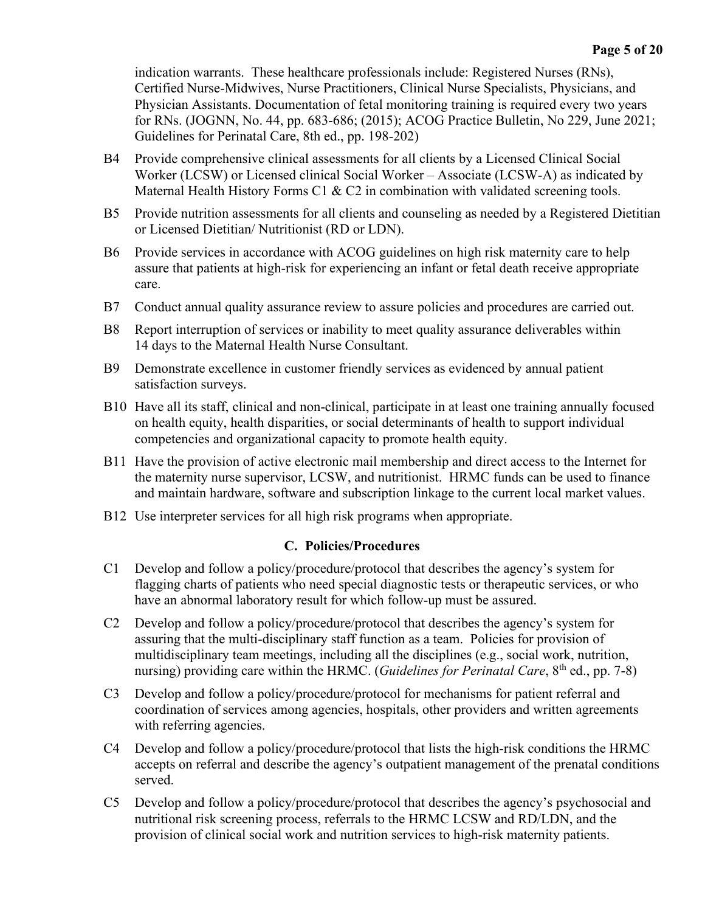indication warrants. These healthcare professionals include: Registered Nurses (RNs), Certified Nurse-Midwives, Nurse Practitioners, Clinical Nurse Specialists, Physicians, and Physician Assistants. Documentation of fetal monitoring training is required every two years for RNs. (JOGNN, No. 44, pp. 683-686; (2015); ACOG Practice Bulletin, No 229, June 2021; Guidelines for Perinatal Care, 8th ed., pp. 198-202)

B4 Provide comprehensive clinical assessments for all clients by a Licensed Clinical Social Worker (LCSW) or Licensed clinical Social Worker – Associate (LCSW-A) as indicated by Maternal Health History Forms C1 & C2 in combination with validated screening tools.

B5 Provide nutrition assessments for all clients and counseling as needed by a Registered Dietitian or Licensed Dietitian/ Nutritionist (RD or LDN).

B6 Provide services in accordance with ACOG guidelines on high risk maternity care to help assure that patients at high-risk for experiencing an infant or fetal death receive appropriate care.

B7 Conduct annual quality assurance review to assure policies and procedures are carried out.

B8 Report interruption of services or inability to meet quality assurance deliverables within 14 days to the Maternal Health Nurse Consultant.

B9 Demonstrate excellence in customer friendly services as evidenced by annual patient satisfaction surveys.

B10 Have all its staff, clinical and non-clinical, participate in at least one training annually focused on health equity, health disparities, or social determinants of health to support individual competencies and organizational capacity to promote health equity.

B11 Have the provision of active electronic mail membership and direct access to the Internet for the maternity nurse supervisor, LCSW, and nutritionist. HRMC funds can be used to finance and maintain hardware, software and subscription linkage to the current local market values.

B12 Use interpreter services for all high risk programs when appropriate.

## C. Policies/Procedures

C1 Develop and follow a policy/procedure/protocol that describes the agency's system for flagging charts of patients who need special diagnostic tests or therapeutic services, or who have an abnormal laboratory result for which follow-up must be assured.

C2 Develop and follow a policy/procedure/protocol that describes the agency's system for assuring that the multi-disciplinary staff function as a team. Policies for provision of multidisciplinary team meetings, including all the disciplines (e.g., social work, nutrition, nursing) providing care within the HRMC. (*Guidelines for Perinatal Care*, 8th ed., pp. 7-8)

C3 Develop and follow a policy/procedure/protocol for mechanisms for patient referral and coordination of services among agencies, hospitals, other providers and written agreements with referring agencies.

C4 Develop and follow a policy/procedure/protocol that lists the high-risk conditions the HRMC accepts on referral and describe the agency's outpatient management of the prenatal conditions served.

C5 Develop and follow a policy/procedure/protocol that describes the agency's psychosocial and nutritional risk screening process, referrals to the HRMC LCSW and RD/LDN, and the provision of clinical social work and nutrition services to high-risk maternity patients.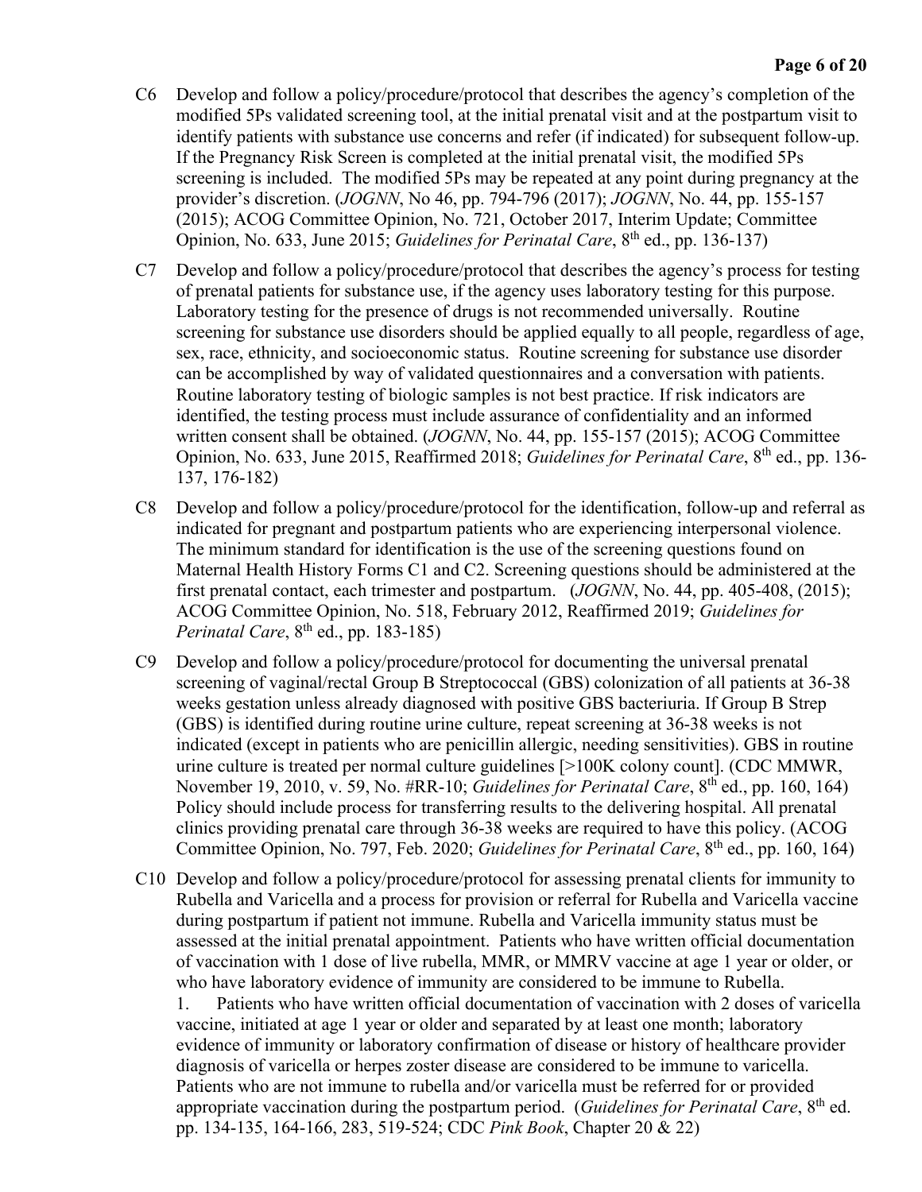C6 Develop and follow a policy/procedure/protocol that describes the agency's completion of the modified 5Ps validated screening tool, at the initial prenatal visit and at the postpartum visit to identify patients with substance use concerns and refer (if indicated) for subsequent follow-up. If the Pregnancy Risk Screen is completed at the initial prenatal visit, the modified 5Ps screening is included. The modified 5Ps may be repeated at any point during pregnancy at the provider's discretion. (*JOGNN*, No 46, pp. 794-796 (2017); *JOGNN*, No. 44, pp. 155-157 (2015); ACOG Committee Opinion, No. 721, October 2017, Interim Update; Committee Opinion, No. 633, June 2015; *Guidelines for Perinatal Care*, 8th ed., pp. 136-137)

C7 Develop and follow a policy/procedure/protocol that describes the agency's process for testing of prenatal patients for substance use, if the agency uses laboratory testing for this purpose. Laboratory testing for the presence of drugs is not recommended universally. Routine screening for substance use disorders should be applied equally to all people, regardless of age, sex, race, ethnicity, and socioeconomic status. Routine screening for substance use disorder can be accomplished by way of validated questionnaires and a conversation with patients. Routine laboratory testing of biologic samples is not best practice. If risk indicators are identified, the testing process must include assurance of confidentiality and an informed written consent shall be obtained. (*JOGNN*, No. 44, pp. 155-157 (2015); ACOG Committee Opinion, No. 633, June 2015, Reaffirmed 2018; *Guidelines for Perinatal Care*, 8th ed., pp. 136-137, 176-182)

C8 Develop and follow a policy/procedure/protocol for the identification, follow-up and referral as indicated for pregnant and postpartum patients who are experiencing interpersonal violence. The minimum standard for identification is the use of the screening questions found on Maternal Health History Forms C1 and C2. Screening questions should be administered at the first prenatal contact, each trimester and postpartum. (*JOGNN*, No. 44, pp. 405-408, (2015); ACOG Committee Opinion, No. 518, February 2012, Reaffirmed 2019; *Guidelines for Perinatal Care*, 8th ed., pp. 183-185)

C9 Develop and follow a policy/procedure/protocol for documenting the universal prenatal screening of vaginal/rectal Group B Streptococcal (GBS) colonization of all patients at 36-38 weeks gestation unless already diagnosed with positive GBS bacteriuria. If Group B Strep (GBS) is identified during routine urine culture, repeat screening at 36-38 weeks is not indicated (except in patients who are penicillin allergic, needing sensitivities). GBS in routine urine culture is treated per normal culture guidelines [>100K colony count]. (CDC MMWR, November 19, 2010, v. 59, No. #RR-10; *Guidelines for Perinatal Care*, 8th ed., pp. 160, 164) Policy should include process for transferring results to the delivering hospital. All prenatal clinics providing prenatal care through 36-38 weeks are required to have this policy. (ACOG Committee Opinion, No. 797, Feb. 2020; *Guidelines for Perinatal Care*, 8th ed., pp. 160, 164)

C10 Develop and follow a policy/procedure/protocol for assessing prenatal clients for immunity to Rubella and Varicella and a process for provision or referral for Rubella and Varicella vaccine during postpartum if patient not immune. Rubella and Varicella immunity status must be assessed at the initial prenatal appointment. Patients who have written official documentation of vaccination with 1 dose of live rubella, MMR, or MMRV vaccine at age 1 year or older, or who have laboratory evidence of immunity are considered to be immune to Rubella.

1. Patients who have written official documentation of vaccination with 2 doses of varicella vaccine, initiated at age 1 year or older and separated by at least one month; laboratory evidence of immunity or laboratory confirmation of disease or history of healthcare provider diagnosis of varicella or herpes zoster disease are considered to be immune to varicella. Patients who are not immune to rubella and/or varicella must be referred for or provided appropriate vaccination during the postpartum period. (*Guidelines for Perinatal Care*, 8th ed. pp. 134-135, 164-166, 283, 519-524; CDC *Pink Book*, Chapter 20 & 22)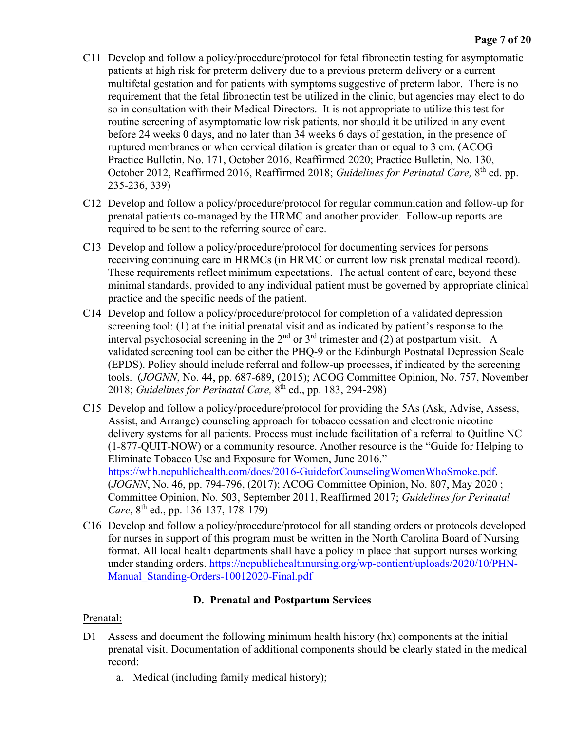C11 Develop and follow a policy/procedure/protocol for fetal fibronectin testing for asymptomatic patients at high risk for preterm delivery due to a previous preterm delivery or a current multifetal gestation and for patients with symptoms suggestive of preterm labor. There is no requirement that the fetal fibronectin test be utilized in the clinic, but agencies may elect to do so in consultation with their Medical Directors. It is not appropriate to utilize this test for routine screening of asymptomatic low risk patients, nor should it be utilized in any event before 24 weeks 0 days, and no later than 34 weeks 6 days of gestation, in the presence of ruptured membranes or when cervical dilation is greater than or equal to 3 cm. (ACOG Practice Bulletin, No. 171, October 2016, Reaffirmed 2020; Practice Bulletin, No. 130, October 2012, Reaffirmed 2016, Reaffirmed 2018; *Guidelines for Perinatal Care,* 8th ed. pp. 235-236, 339)

C12 Develop and follow a policy/procedure/protocol for regular communication and follow-up for prenatal patients co-managed by the HRMC and another provider. Follow-up reports are required to be sent to the referring source of care.

C13 Develop and follow a policy/procedure/protocol for documenting services for persons receiving continuing care in HRMCs (in HRMC or current low risk prenatal medical record). These requirements reflect minimum expectations. The actual content of care, beyond these minimal standards, provided to any individual patient must be governed by appropriate clinical practice and the specific needs of the patient.

C14 Develop and follow a policy/procedure/protocol for completion of a validated depression screening tool: (1) at the initial prenatal visit and as indicated by patient's response to the interval psychosocial screening in the 2nd or 3rd trimester and (2) at postpartum visit. A validated screening tool can be either the PHQ-9 or the Edinburgh Postnatal Depression Scale (EPDS). Policy should include referral and follow-up processes, if indicated by the screening tools. (*JOGNN*, No. 44, pp. 687-689, (2015); ACOG Committee Opinion, No. 757, November 2018; *Guidelines for Perinatal Care,* 8th ed., pp. 183, 294-298)

C15 Develop and follow a policy/procedure/protocol for providing the 5As (Ask, Advise, Assess, Assist, and Arrange) counseling approach for tobacco cessation and electronic nicotine delivery systems for all patients. Process must include facilitation of a referral to Quitline NC (1-877-QUIT-NOW) or a community resource. Another resource is the "Guide for Helping to Eliminate Tobacco Use and Exposure for Women, June 2016." https://whb.ncpublichealth.com/docs/2016-GuideforCounselingWomenWhoSmoke.pdf. (*JOGNN*, No. 46, pp. 794-796, (2017); ACOG Committee Opinion, No. 807, May 2020 ; Committee Opinion, No. 503, September 2011, Reaffirmed 2017; *Guidelines for Perinatal Care*, 8th ed., pp. 136-137, 178-179)

C16 Develop and follow a policy/procedure/protocol for all standing orders or protocols developed for nurses in support of this program must be written in the North Carolina Board of Nursing format. All local health departments shall have a policy in place that support nurses working under standing orders. https://ncpublichealthnursing.org/wp-contient/uploads/2020/10/PHN-Manual_Standing-Orders-10012020-Final.pdf

## D. Prenatal and Postpartum Services

Prenatal:

D1 Assess and document the following minimum health history (hx) components at the initial prenatal visit. Documentation of additional components should be clearly stated in the medical record:

a. Medical (including family medical history);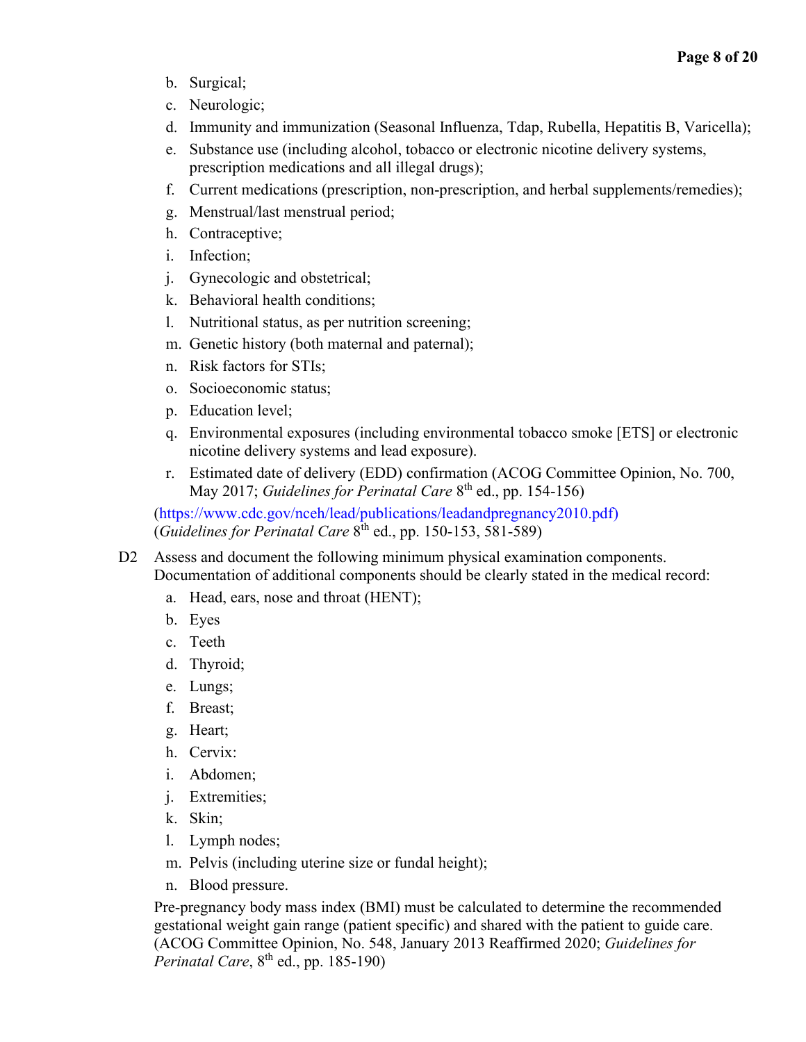b. Surgical;
c. Neurologic;
d. Immunity and immunization (Seasonal Influenza, Tdap, Rubella, Hepatitis B, Varicella);
e. Substance use (including alcohol, tobacco or electronic nicotine delivery systems, prescription medications and all illegal drugs);
f. Current medications (prescription, non-prescription, and herbal supplements/remedies);
g. Menstrual/last menstrual period;
h. Contraceptive;
i. Infection;
j. Gynecologic and obstetrical;
k. Behavioral health conditions;
l. Nutritional status, as per nutrition screening;
m. Genetic history (both maternal and paternal);
n. Risk factors for STIs;
o. Socioeconomic status;
p. Education level;
q. Environmental exposures (including environmental tobacco smoke [ETS] or electronic nicotine delivery systems and lead exposure).
r. Estimated date of delivery (EDD) confirmation (ACOG Committee Opinion, No. 700, May 2017; *Guidelines for Perinatal Care* 8th ed., pp. 154-156)

(https://www.cdc.gov/nceh/lead/publications/leadandpregnancy2010.pdf)
(*Guidelines for Perinatal Care* 8th ed., pp. 150-153, 581-589)

D2 Assess and document the following minimum physical examination components. Documentation of additional components should be clearly stated in the medical record:

a. Head, ears, nose and throat (HENT);
b. Eyes
c. Teeth
d. Thyroid;
e. Lungs;
f. Breast;
g. Heart;
h. Cervix:
i. Abdomen;
j. Extremities;
k. Skin;
l. Lymph nodes;
m. Pelvis (including uterine size or fundal height);
n. Blood pressure.

Pre-pregnancy body mass index (BMI) must be calculated to determine the recommended gestational weight gain range (patient specific) and shared with the patient to guide care. (ACOG Committee Opinion, No. 548, January 2013 Reaffirmed 2020; *Guidelines for Perinatal Care*, 8th ed., pp. 185-190)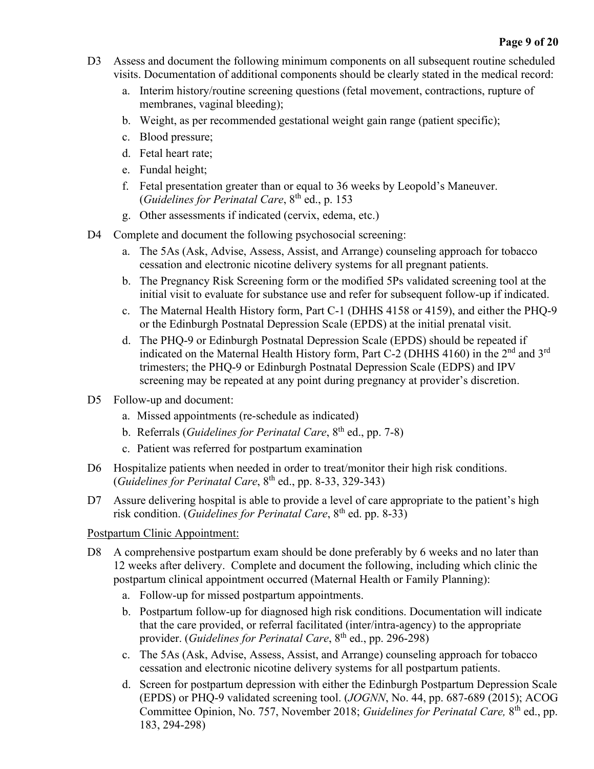D3 Assess and document the following minimum components on all subsequent routine scheduled visits. Documentation of additional components should be clearly stated in the medical record:

a. Interim history/routine screening questions (fetal movement, contractions, rupture of membranes, vaginal bleeding);
b. Weight, as per recommended gestational weight gain range (patient specific);
c. Blood pressure;
d. Fetal heart rate;
e. Fundal height;
f. Fetal presentation greater than or equal to 36 weeks by Leopold's Maneuver. (*Guidelines for Perinatal Care*, 8th ed., p. 153
g. Other assessments if indicated (cervix, edema, etc.)

D4 Complete and document the following psychosocial screening:

a. The 5As (Ask, Advise, Assess, Assist, and Arrange) counseling approach for tobacco cessation and electronic nicotine delivery systems for all pregnant patients.
b. The Pregnancy Risk Screening form or the modified 5Ps validated screening tool at the initial visit to evaluate for substance use and refer for subsequent follow-up if indicated.
c. The Maternal Health History form, Part C-1 (DHHS 4158 or 4159), and either the PHQ-9 or the Edinburgh Postnatal Depression Scale (EPDS) at the initial prenatal visit.
d. The PHQ-9 or Edinburgh Postnatal Depression Scale (EPDS) should be repeated if indicated on the Maternal Health History form, Part C-2 (DHHS 4160) in the 2nd and 3rd trimesters; the PHQ-9 or Edinburgh Postnatal Depression Scale (EDPS) and IPV screening may be repeated at any point during pregnancy at provider's discretion.

D5 Follow-up and document:

a. Missed appointments (re-schedule as indicated)
b. Referrals (*Guidelines for Perinatal Care*, 8th ed., pp. 7-8)
c. Patient was referred for postpartum examination

D6 Hospitalize patients when needed in order to treat/monitor their high risk conditions. (*Guidelines for Perinatal Care*, 8th ed., pp. 8-33, 329-343)

D7 Assure delivering hospital is able to provide a level of care appropriate to the patient's high risk condition. (*Guidelines for Perinatal Care*, 8th ed. pp. 8-33)

Postpartum Clinic Appointment:

D8 A comprehensive postpartum exam should be done preferably by 6 weeks and no later than 12 weeks after delivery. Complete and document the following, including which clinic the postpartum clinical appointment occurred (Maternal Health or Family Planning):

a. Follow-up for missed postpartum appointments.
b. Postpartum follow-up for diagnosed high risk conditions. Documentation will indicate that the care provided, or referral facilitated (inter/intra-agency) to the appropriate provider. (*Guidelines for Perinatal Care*, 8th ed., pp. 296-298)
c. The 5As (Ask, Advise, Assess, Assist, and Arrange) counseling approach for tobacco cessation and electronic nicotine delivery systems for all postpartum patients.
d. Screen for postpartum depression with either the Edinburgh Postpartum Depression Scale (EPDS) or PHQ-9 validated screening tool. (*JOGNN*, No. 44, pp. 687-689 (2015); ACOG Committee Opinion, No. 757, November 2018; *Guidelines for Perinatal Care,* 8th ed., pp. 183, 294-298)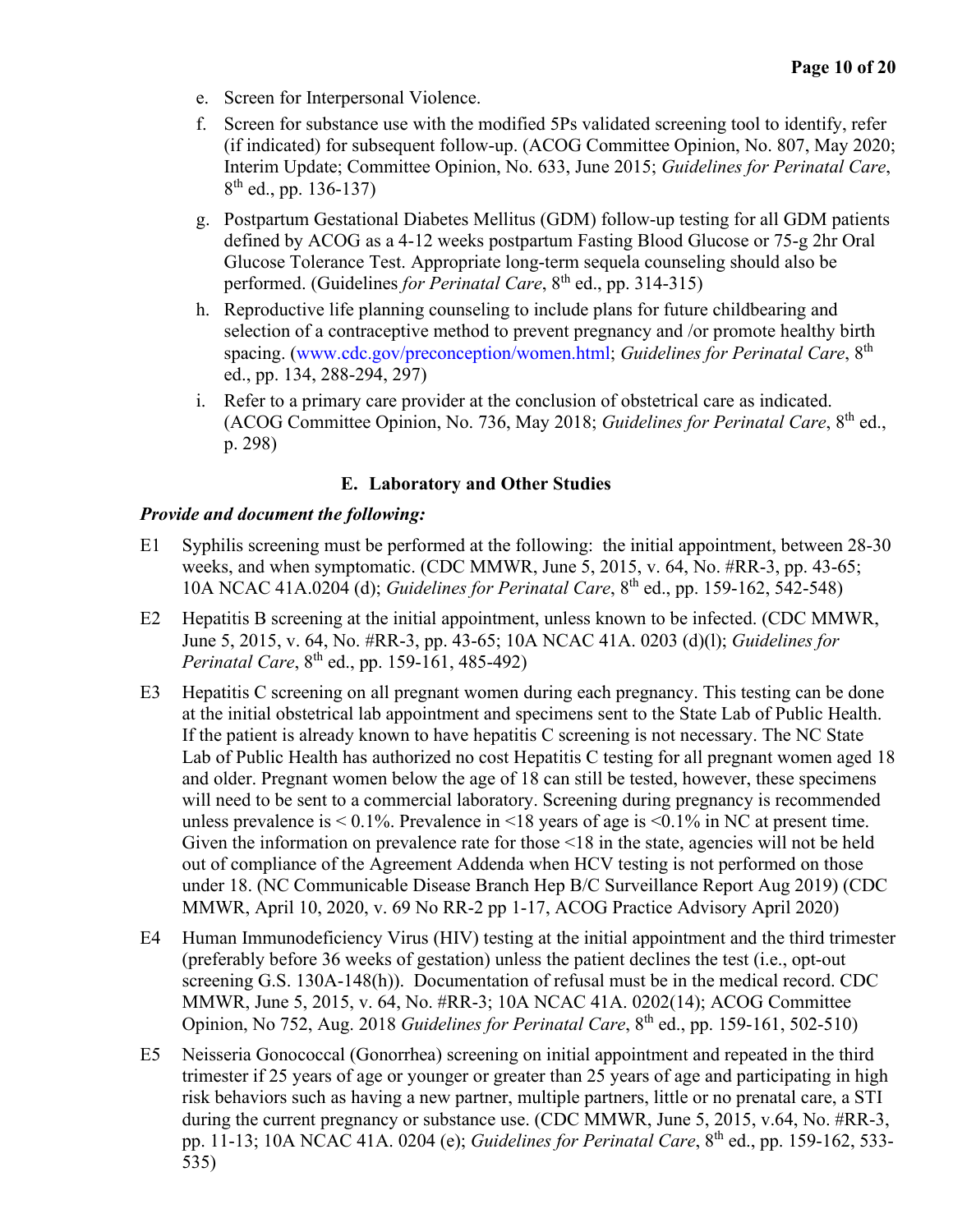e. Screen for Interpersonal Violence.

f. Screen for substance use with the modified 5Ps validated screening tool to identify, refer (if indicated) for subsequent follow-up. (ACOG Committee Opinion, No. 807, May 2020; Interim Update; Committee Opinion, No. 633, June 2015; *Guidelines for Perinatal Care*, 8th ed., pp. 136-137)

g. Postpartum Gestational Diabetes Mellitus (GDM) follow-up testing for all GDM patients defined by ACOG as a 4-12 weeks postpartum Fasting Blood Glucose or 75-g 2hr Oral Glucose Tolerance Test. Appropriate long-term sequela counseling should also be performed. (Guidelines *for Perinatal Care*, 8th ed., pp. 314-315)

h. Reproductive life planning counseling to include plans for future childbearing and selection of a contraceptive method to prevent pregnancy and /or promote healthy birth spacing. (www.cdc.gov/preconception/women.html; *Guidelines for Perinatal Care*, 8th ed., pp. 134, 288-294, 297)

i. Refer to a primary care provider at the conclusion of obstetrical care as indicated. (ACOG Committee Opinion, No. 736, May 2018; *Guidelines for Perinatal Care*, 8th ed., p. 298)

### E. Laboratory and Other Studies

***Provide and document the following:***

E1 Syphilis screening must be performed at the following: the initial appointment, between 28-30 weeks, and when symptomatic. (CDC MMWR, June 5, 2015, v. 64, No. #RR-3, pp. 43-65; 10A NCAC 41A.0204 (d); *Guidelines for Perinatal Care*, 8th ed., pp. 159-162, 542-548)

E2 Hepatitis B screening at the initial appointment, unless known to be infected. (CDC MMWR, June 5, 2015, v. 64, No. #RR-3, pp. 43-65; 10A NCAC 41A. 0203 (d)(l); *Guidelines for Perinatal Care*, 8th ed., pp. 159-161, 485-492)

E3 Hepatitis C screening on all pregnant women during each pregnancy. This testing can be done at the initial obstetrical lab appointment and specimens sent to the State Lab of Public Health. If the patient is already known to have hepatitis C screening is not necessary. The NC State Lab of Public Health has authorized no cost Hepatitis C testing for all pregnant women aged 18 and older. Pregnant women below the age of 18 can still be tested, however, these specimens will need to be sent to a commercial laboratory. Screening during pregnancy is recommended unless prevalence is < 0.1%. Prevalence in <18 years of age is <0.1% in NC at present time. Given the information on prevalence rate for those <18 in the state, agencies will not be held out of compliance of the Agreement Addenda when HCV testing is not performed on those under 18. (NC Communicable Disease Branch Hep B/C Surveillance Report Aug 2019) (CDC MMWR, April 10, 2020, v. 69 No RR-2 pp 1-17, ACOG Practice Advisory April 2020)

E4 Human Immunodeficiency Virus (HIV) testing at the initial appointment and the third trimester (preferably before 36 weeks of gestation) unless the patient declines the test (i.e., opt-out screening G.S. 130A-148(h)). Documentation of refusal must be in the medical record. CDC MMWR, June 5, 2015, v. 64, No. #RR-3; 10A NCAC 41A. 0202(14); ACOG Committee Opinion, No 752, Aug. 2018 *Guidelines for Perinatal Care*, 8th ed., pp. 159-161, 502-510)

E5 Neisseria Gonococcal (Gonorrhea) screening on initial appointment and repeated in the third trimester if 25 years of age or younger or greater than 25 years of age and participating in high risk behaviors such as having a new partner, multiple partners, little or no prenatal care, a STI during the current pregnancy or substance use. (CDC MMWR, June 5, 2015, v.64, No. #RR-3, pp. 11-13; 10A NCAC 41A. 0204 (e); *Guidelines for Perinatal Care*, 8th ed., pp. 159-162, 533-535)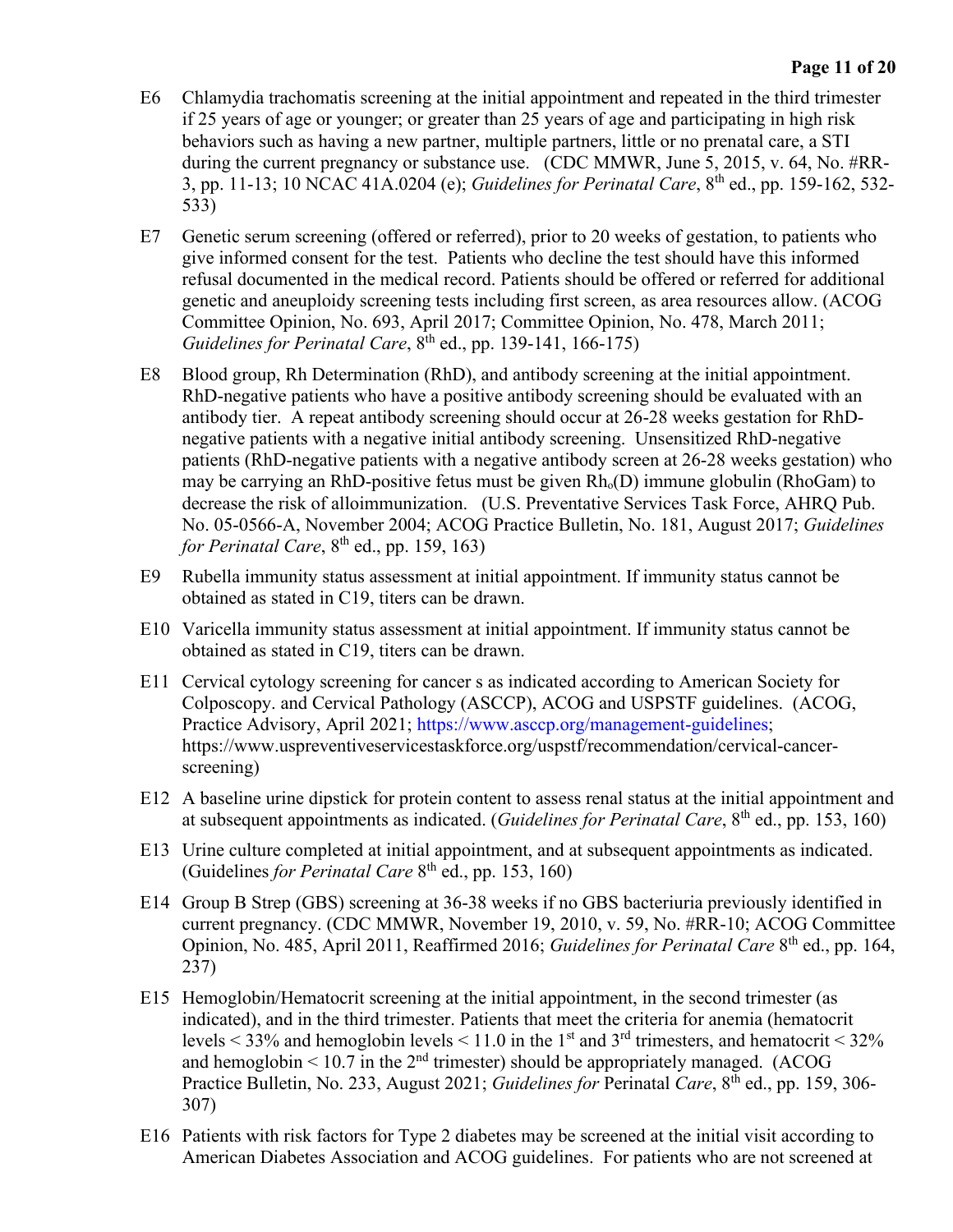E6 Chlamydia trachomatis screening at the initial appointment and repeated in the third trimester if 25 years of age or younger; or greater than 25 years of age and participating in high risk behaviors such as having a new partner, multiple partners, little or no prenatal care, a STI during the current pregnancy or substance use. (CDC MMWR, June 5, 2015, v. 64, No. #RR-3, pp. 11-13; 10 NCAC 41A.0204 (e); *Guidelines for Perinatal Care*, 8th ed., pp. 159-162, 532-533)

E7 Genetic serum screening (offered or referred), prior to 20 weeks of gestation, to patients who give informed consent for the test. Patients who decline the test should have this informed refusal documented in the medical record. Patients should be offered or referred for additional genetic and aneuploidy screening tests including first screen, as area resources allow. (ACOG Committee Opinion, No. 693, April 2017; Committee Opinion, No. 478, March 2011; *Guidelines for Perinatal Care*, 8th ed., pp. 139-141, 166-175)

E8 Blood group, Rh Determination (RhD), and antibody screening at the initial appointment. RhD-negative patients who have a positive antibody screening should be evaluated with an antibody tier. A repeat antibody screening should occur at 26-28 weeks gestation for RhD-negative patients with a negative initial antibody screening. Unsensitized RhD-negative patients (RhD-negative patients with a negative antibody screen at 26-28 weeks gestation) who may be carrying an RhD-positive fetus must be given $Rh_o$(D) immune globulin (RhoGam) to decrease the risk of alloimmunization. (U.S. Preventative Services Task Force, AHRQ Pub. No. 05-0566-A, November 2004; ACOG Practice Bulletin, No. 181, August 2017; *Guidelines for Perinatal Care*, 8th ed., pp. 159, 163)

E9 Rubella immunity status assessment at initial appointment. If immunity status cannot be obtained as stated in C19, titers can be drawn.

E10 Varicella immunity status assessment at initial appointment. If immunity status cannot be obtained as stated in C19, titers can be drawn.

E11 Cervical cytology screening for cancer s as indicated according to American Society for Colposcopy. and Cervical Pathology (ASCCP), ACOG and USPSTF guidelines. (ACOG, Practice Advisory, April 2021; https://www.asccp.org/management-guidelines; https://www.uspreventiveservicestaskforce.org/uspstf/recommendation/cervical-cancer-screening)

E12 A baseline urine dipstick for protein content to assess renal status at the initial appointment and at subsequent appointments as indicated. (*Guidelines for Perinatal Care*, 8th ed., pp. 153, 160)

E13 Urine culture completed at initial appointment, and at subsequent appointments as indicated. (Guidelines *for Perinatal Care* 8th ed., pp. 153, 160)

E14 Group B Strep (GBS) screening at 36-38 weeks if no GBS bacteriuria previously identified in current pregnancy. (CDC MMWR, November 19, 2010, v. 59, No. #RR-10; ACOG Committee Opinion, No. 485, April 2011, Reaffirmed 2016; *Guidelines for Perinatal Care* 8th ed., pp. 164, 237)

E15 Hemoglobin/Hematocrit screening at the initial appointment, in the second trimester (as indicated), and in the third trimester. Patients that meet the criteria for anemia (hematocrit levels < 33% and hemoglobin levels < 11.0 in the 1st and 3rd trimesters, and hematocrit < 32% and hemoglobin < 10.7 in the 2nd trimester) should be appropriately managed. (ACOG Practice Bulletin, No. 233, August 2021; *Guidelines for* Perinatal *Care*, 8th ed., pp. 159, 306-307)

E16 Patients with risk factors for Type 2 diabetes may be screened at the initial visit according to American Diabetes Association and ACOG guidelines. For patients who are not screened at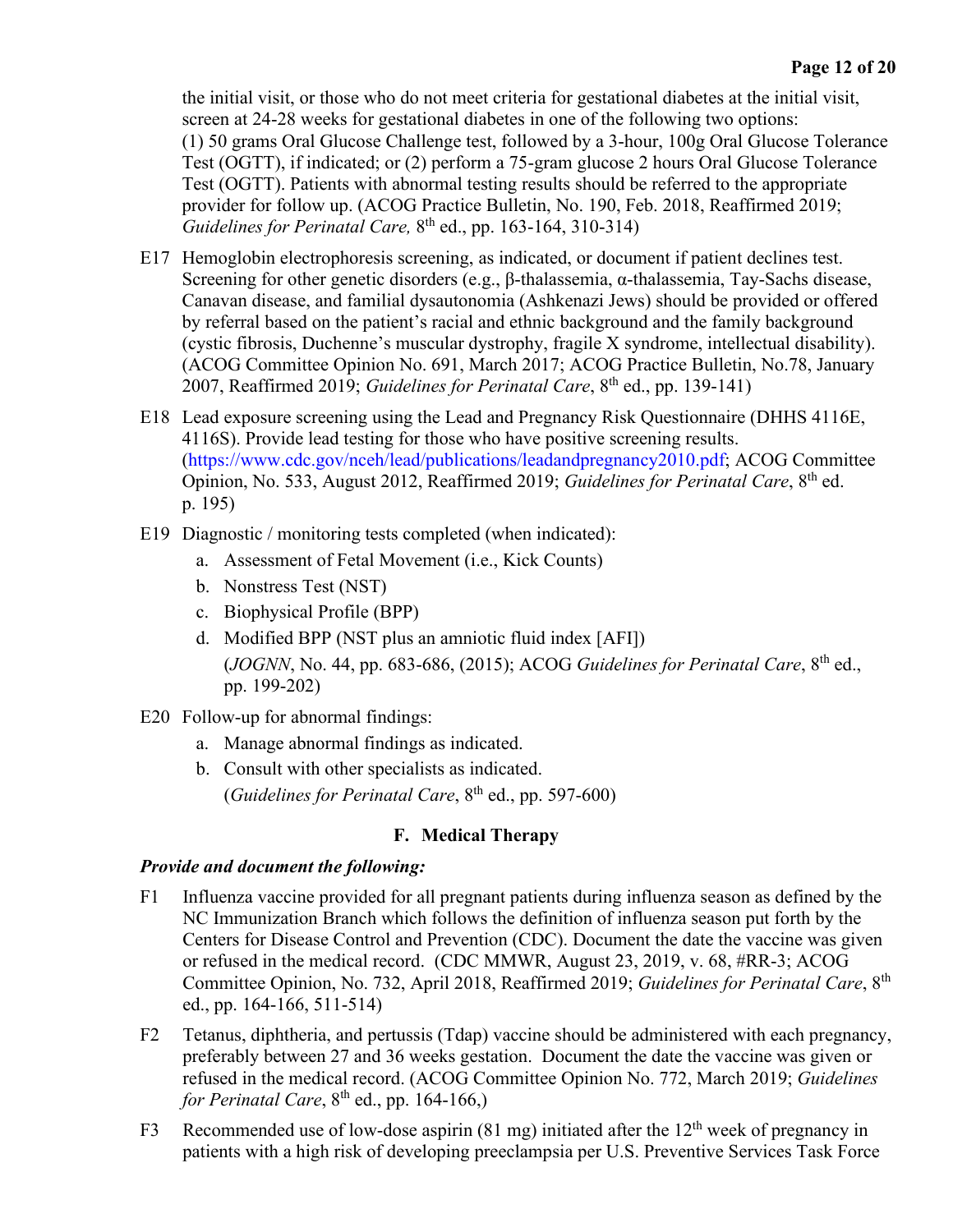the initial visit, or those who do not meet criteria for gestational diabetes at the initial visit, screen at 24-28 weeks for gestational diabetes in one of the following two options: (1) 50 grams Oral Glucose Challenge test, followed by a 3-hour, 100g Oral Glucose Tolerance Test (OGTT), if indicated; or (2) perform a 75-gram glucose 2 hours Oral Glucose Tolerance Test (OGTT). Patients with abnormal testing results should be referred to the appropriate provider for follow up. (ACOG Practice Bulletin, No. 190, Feb. 2018, Reaffirmed 2019; *Guidelines for Perinatal Care,* 8th ed., pp. 163-164, 310-314)

E17 Hemoglobin electrophoresis screening, as indicated, or document if patient declines test. Screening for other genetic disorders (e.g., β-thalassemia, α-thalassemia, Tay-Sachs disease, Canavan disease, and familial dysautonomia (Ashkenazi Jews) should be provided or offered by referral based on the patient's racial and ethnic background and the family background (cystic fibrosis, Duchenne's muscular dystrophy, fragile X syndrome, intellectual disability). (ACOG Committee Opinion No. 691, March 2017; ACOG Practice Bulletin, No.78, January 2007, Reaffirmed 2019; *Guidelines for Perinatal Care*, 8th ed., pp. 139-141)

E18 Lead exposure screening using the Lead and Pregnancy Risk Questionnaire (DHHS 4116E, 4116S). Provide lead testing for those who have positive screening results. (https://www.cdc.gov/nceh/lead/publications/leadandpregnancy2010.pdf; ACOG Committee Opinion, No. 533, August 2012, Reaffirmed 2019; *Guidelines for Perinatal Care*, 8th ed. p. 195)

E19 Diagnostic / monitoring tests completed (when indicated):

a. Assessment of Fetal Movement (i.e., Kick Counts)
b. Nonstress Test (NST)
c. Biophysical Profile (BPP)
d. Modified BPP (NST plus an amniotic fluid index [AFI])
   (*JOGNN*, No. 44, pp. 683-686, (2015); ACOG *Guidelines for Perinatal Care*, 8th ed., pp. 199-202)

E20 Follow-up for abnormal findings:

a. Manage abnormal findings as indicated.
b. Consult with other specialists as indicated.
   (*Guidelines for Perinatal Care*, 8th ed., pp. 597-600)

## F. Medical Therapy

***Provide and document the following:***

F1 Influenza vaccine provided for all pregnant patients during influenza season as defined by the NC Immunization Branch which follows the definition of influenza season put forth by the Centers for Disease Control and Prevention (CDC). Document the date the vaccine was given or refused in the medical record. (CDC MMWR, August 23, 2019, v. 68, #RR-3; ACOG Committee Opinion, No. 732, April 2018, Reaffirmed 2019; *Guidelines for Perinatal Care*, 8th ed., pp. 164-166, 511-514)

F2 Tetanus, diphtheria, and pertussis (Tdap) vaccine should be administered with each pregnancy, preferably between 27 and 36 weeks gestation. Document the date the vaccine was given or refused in the medical record. (ACOG Committee Opinion No. 772, March 2019; *Guidelines for Perinatal Care*, 8th ed., pp. 164-166,)

F3 Recommended use of low-dose aspirin (81 mg) initiated after the 12th week of pregnancy in patients with a high risk of developing preeclampsia per U.S. Preventive Services Task Force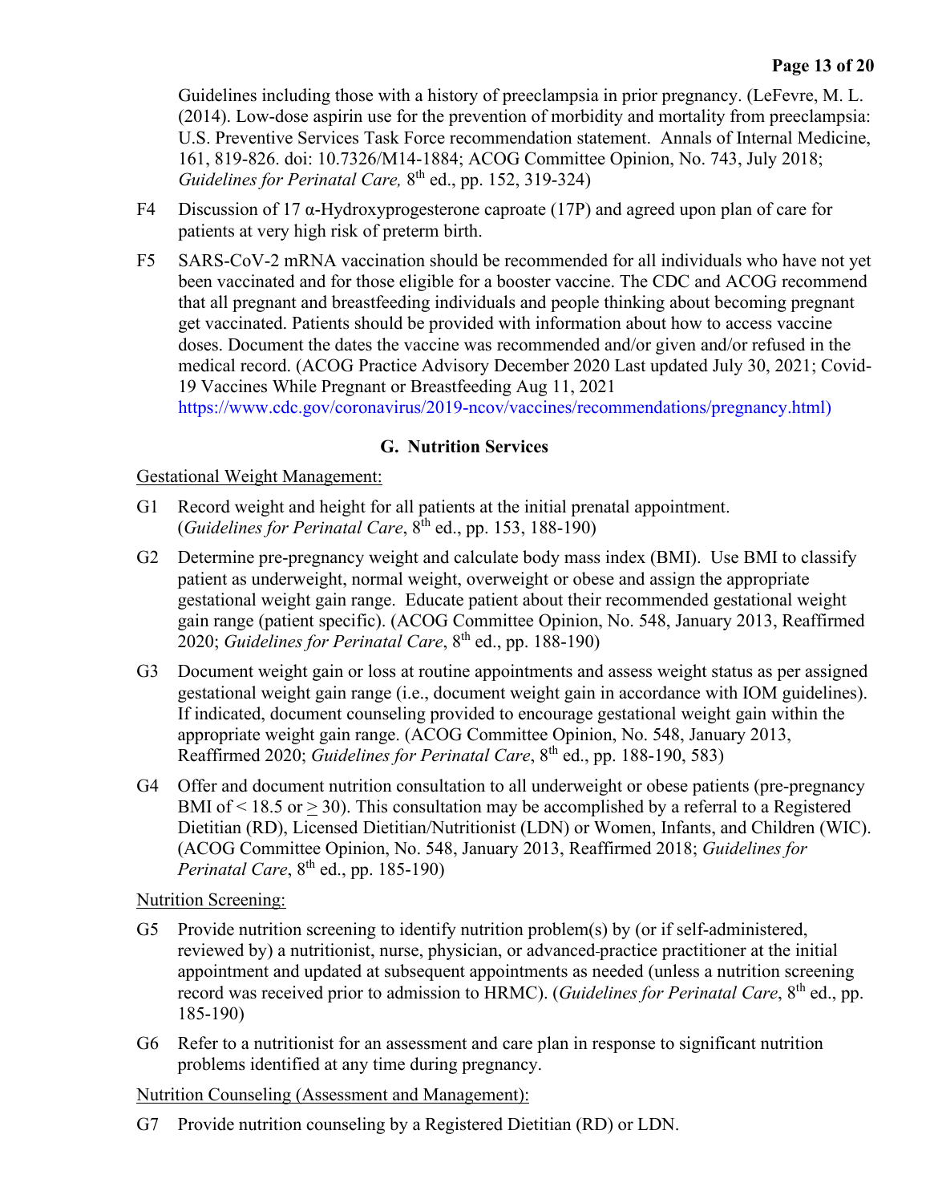Guidelines including those with a history of preeclampsia in prior pregnancy. (LeFevre, M. L. (2014). Low-dose aspirin use for the prevention of morbidity and mortality from preeclampsia: U.S. Preventive Services Task Force recommendation statement. Annals of Internal Medicine, 161, 819-826. doi: 10.7326/M14-1884; ACOG Committee Opinion, No. 743, July 2018; *Guidelines for Perinatal Care,* 8th ed., pp. 152, 319-324)

F4 Discussion of 17 α-Hydroxyprogesterone caproate (17P) and agreed upon plan of care for patients at very high risk of preterm birth.

F5 SARS-CoV-2 mRNA vaccination should be recommended for all individuals who have not yet been vaccinated and for those eligible for a booster vaccine. The CDC and ACOG recommend that all pregnant and breastfeeding individuals and people thinking about becoming pregnant get vaccinated. Patients should be provided with information about how to access vaccine doses. Document the dates the vaccine was recommended and/or given and/or refused in the medical record. (ACOG Practice Advisory December 2020 Last updated July 30, 2021; Covid-19 Vaccines While Pregnant or Breastfeeding Aug 11, 2021 https://www.cdc.gov/coronavirus/2019-ncov/vaccines/recommendations/pregnancy.html)

## G. Nutrition Services

<u>Gestational Weight Management:</u>

G1 Record weight and height for all patients at the initial prenatal appointment. (*Guidelines for Perinatal Care*, 8th ed., pp. 153, 188-190)

G2 Determine pre-pregnancy weight and calculate body mass index (BMI). Use BMI to classify patient as underweight, normal weight, overweight or obese and assign the appropriate gestational weight gain range. Educate patient about their recommended gestational weight gain range (patient specific). (ACOG Committee Opinion, No. 548, January 2013, Reaffirmed 2020; *Guidelines for Perinatal Care*, 8th ed., pp. 188-190)

G3 Document weight gain or loss at routine appointments and assess weight status as per assigned gestational weight gain range (i.e., document weight gain in accordance with IOM guidelines). If indicated, document counseling provided to encourage gestational weight gain within the appropriate weight gain range. (ACOG Committee Opinion, No. 548, January 2013, Reaffirmed 2020; *Guidelines for Perinatal Care*, 8th ed., pp. 188-190, 583)

G4 Offer and document nutrition consultation to all underweight or obese patients (pre-pregnancy BMI of $< 18.5$ or $\geq 30$). This consultation may be accomplished by a referral to a Registered Dietitian (RD), Licensed Dietitian/Nutritionist (LDN) or Women, Infants, and Children (WIC). (ACOG Committee Opinion, No. 548, January 2013, Reaffirmed 2018; *Guidelines for Perinatal Care*, 8th ed., pp. 185-190)

<u>Nutrition Screening:</u>

G5 Provide nutrition screening to identify nutrition problem(s) by (or if self-administered, reviewed by) a nutritionist, nurse, physician, or advanced-practice practitioner at the initial appointment and updated at subsequent appointments as needed (unless a nutrition screening record was received prior to admission to HRMC). (*Guidelines for Perinatal Care*, 8th ed., pp. 185-190)

G6 Refer to a nutritionist for an assessment and care plan in response to significant nutrition problems identified at any time during pregnancy.

<u>Nutrition Counseling (Assessment and Management):</u>

G7 Provide nutrition counseling by a Registered Dietitian (RD) or LDN.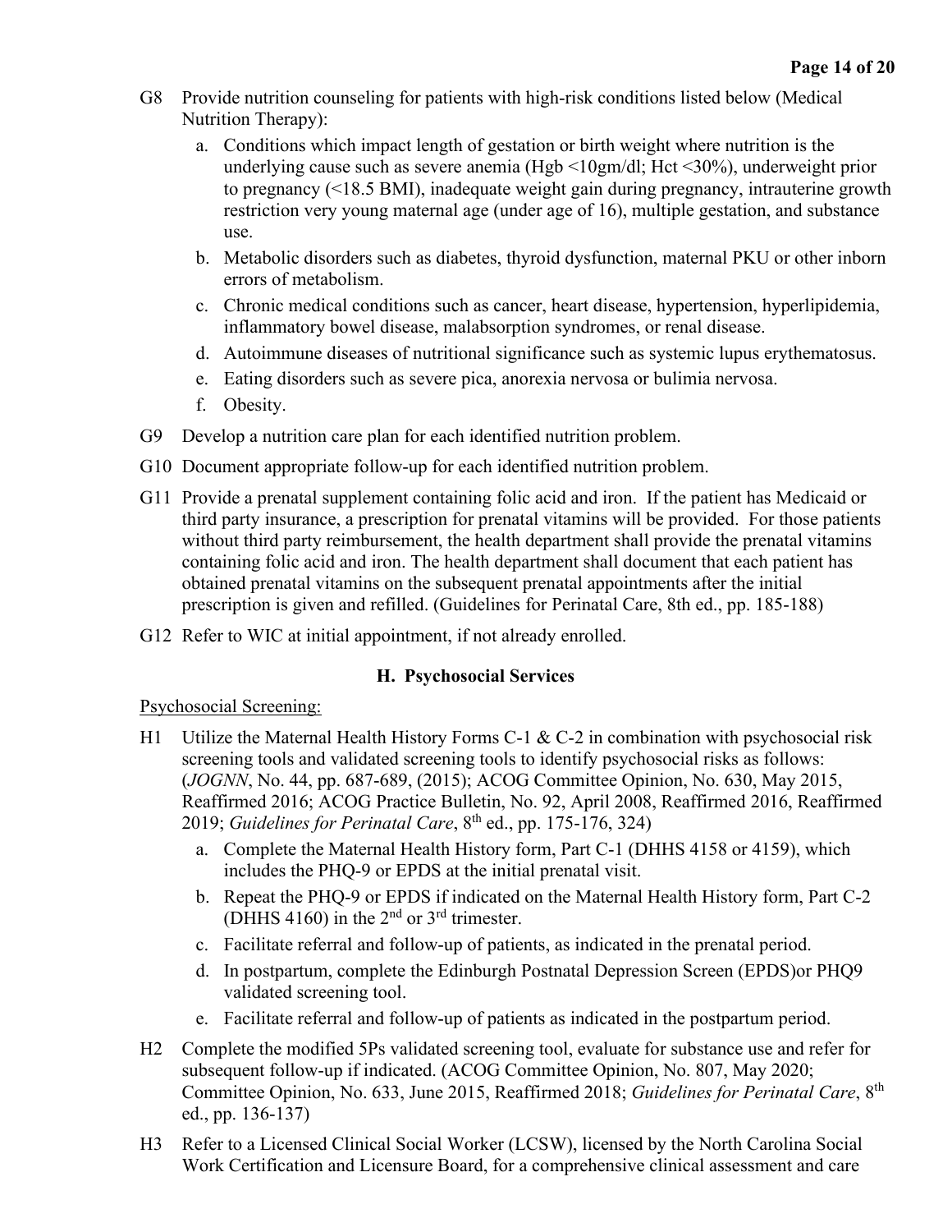G8 Provide nutrition counseling for patients with high-risk conditions listed below (Medical Nutrition Therapy):

   a. Conditions which impact length of gestation or birth weight where nutrition is the underlying cause such as severe anemia (Hgb <10gm/dl; Hct <30%), underweight prior to pregnancy (<18.5 BMI), inadequate weight gain during pregnancy, intrauterine growth restriction very young maternal age (under age of 16), multiple gestation, and substance use.
   b. Metabolic disorders such as diabetes, thyroid dysfunction, maternal PKU or other inborn errors of metabolism.
   c. Chronic medical conditions such as cancer, heart disease, hypertension, hyperlipidemia, inflammatory bowel disease, malabsorption syndromes, or renal disease.
   d. Autoimmune diseases of nutritional significance such as systemic lupus erythematosus.
   e. Eating disorders such as severe pica, anorexia nervosa or bulimia nervosa.
   f. Obesity.

G9 Develop a nutrition care plan for each identified nutrition problem.

G10 Document appropriate follow-up for each identified nutrition problem.

G11 Provide a prenatal supplement containing folic acid and iron. If the patient has Medicaid or third party insurance, a prescription for prenatal vitamins will be provided. For those patients without third party reimbursement, the health department shall provide the prenatal vitamins containing folic acid and iron. The health department shall document that each patient has obtained prenatal vitamins on the subsequent prenatal appointments after the initial prescription is given and refilled. (Guidelines for Perinatal Care, 8th ed., pp. 185-188)

G12 Refer to WIC at initial appointment, if not already enrolled.

## H. Psychosocial Services

Psychosocial Screening:

H1 Utilize the Maternal Health History Forms C-1 & C-2 in combination with psychosocial risk screening tools and validated screening tools to identify psychosocial risks as follows: (*JOGNN*, No. 44, pp. 687-689, (2015); ACOG Committee Opinion, No. 630, May 2015, Reaffirmed 2016; ACOG Practice Bulletin, No. 92, April 2008, Reaffirmed 2016, Reaffirmed 2019; *Guidelines for Perinatal Care*, 8th ed., pp. 175-176, 324)

   a. Complete the Maternal Health History form, Part C-1 (DHHS 4158 or 4159), which includes the PHQ-9 or EPDS at the initial prenatal visit.
   b. Repeat the PHQ-9 or EPDS if indicated on the Maternal Health History form, Part C-2 (DHHS 4160) in the 2nd or 3rd trimester.
   c. Facilitate referral and follow-up of patients, as indicated in the prenatal period.
   d. In postpartum, complete the Edinburgh Postnatal Depression Screen (EPDS)or PHQ9 validated screening tool.
   e. Facilitate referral and follow-up of patients as indicated in the postpartum period.

H2 Complete the modified 5Ps validated screening tool, evaluate for substance use and refer for subsequent follow-up if indicated. (ACOG Committee Opinion, No. 807, May 2020; Committee Opinion, No. 633, June 2015, Reaffirmed 2018; *Guidelines for Perinatal Care*, 8th ed., pp. 136-137)

H3 Refer to a Licensed Clinical Social Worker (LCSW), licensed by the North Carolina Social Work Certification and Licensure Board, for a comprehensive clinical assessment and care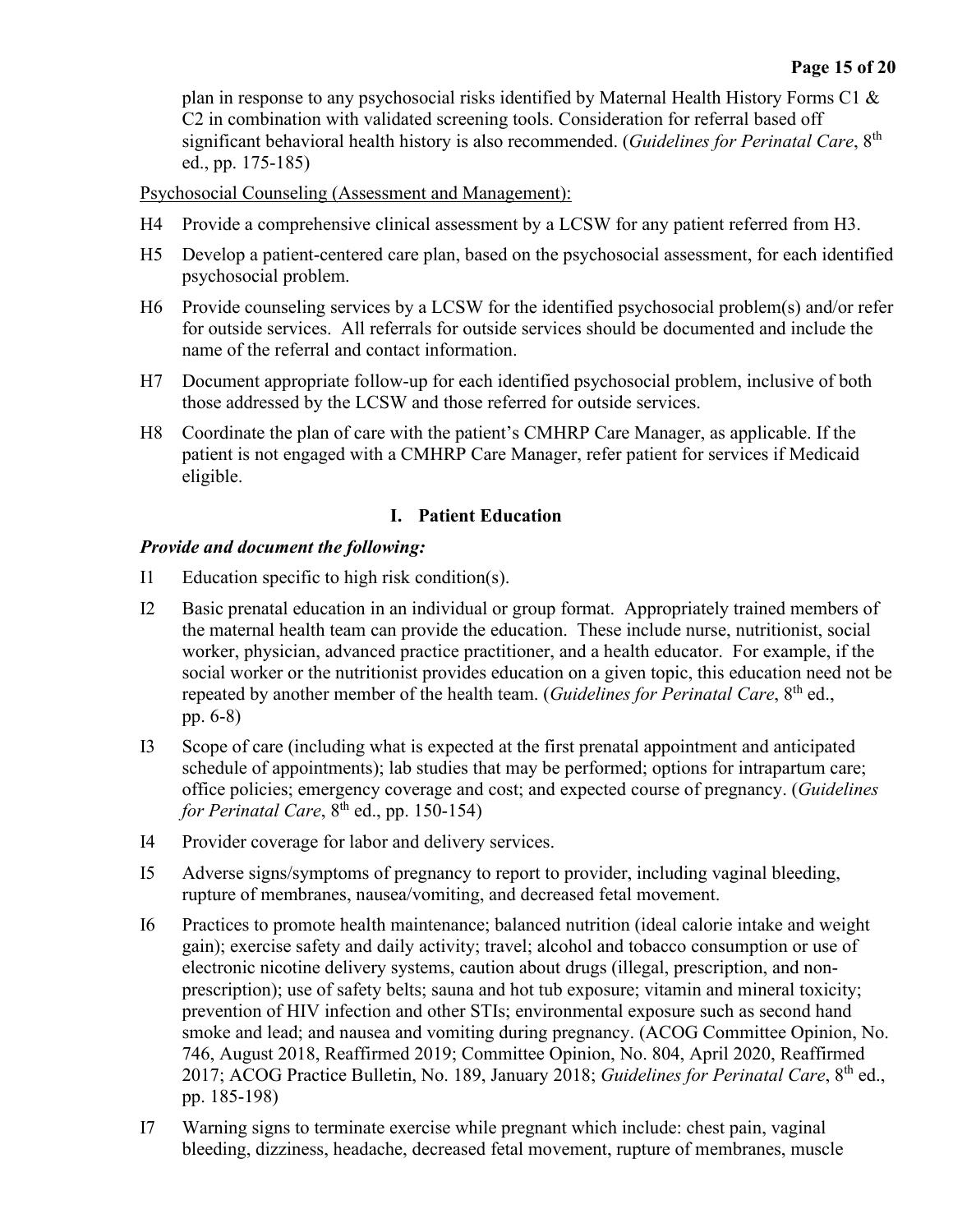plan in response to any psychosocial risks identified by Maternal Health History Forms C1 & C2 in combination with validated screening tools. Consideration for referral based off significant behavioral health history is also recommended. (*Guidelines for Perinatal Care*, 8th ed., pp. 175-185)

Psychosocial Counseling (Assessment and Management):

H4 Provide a comprehensive clinical assessment by a LCSW for any patient referred from H3.

H5 Develop a patient-centered care plan, based on the psychosocial assessment, for each identified psychosocial problem.

H6 Provide counseling services by a LCSW for the identified psychosocial problem(s) and/or refer for outside services. All referrals for outside services should be documented and include the name of the referral and contact information.

H7 Document appropriate follow-up for each identified psychosocial problem, inclusive of both those addressed by the LCSW and those referred for outside services.

H8 Coordinate the plan of care with the patient's CMHRP Care Manager, as applicable. If the patient is not engaged with a CMHRP Care Manager, refer patient for services if Medicaid eligible.

## I. Patient Education

***Provide and document the following:***

I1 Education specific to high risk condition(s).

I2 Basic prenatal education in an individual or group format. Appropriately trained members of the maternal health team can provide the education. These include nurse, nutritionist, social worker, physician, advanced practice practitioner, and a health educator. For example, if the social worker or the nutritionist provides education on a given topic, this education need not be repeated by another member of the health team. (*Guidelines for Perinatal Care*, 8th ed., pp. 6-8)

I3 Scope of care (including what is expected at the first prenatal appointment and anticipated schedule of appointments); lab studies that may be performed; options for intrapartum care; office policies; emergency coverage and cost; and expected course of pregnancy. (*Guidelines for Perinatal Care*, 8th ed., pp. 150-154)

I4 Provider coverage for labor and delivery services.

I5 Adverse signs/symptoms of pregnancy to report to provider, including vaginal bleeding, rupture of membranes, nausea/vomiting, and decreased fetal movement.

I6 Practices to promote health maintenance; balanced nutrition (ideal calorie intake and weight gain); exercise safety and daily activity; travel; alcohol and tobacco consumption or use of electronic nicotine delivery systems, caution about drugs (illegal, prescription, and non-prescription); use of safety belts; sauna and hot tub exposure; vitamin and mineral toxicity; prevention of HIV infection and other STIs; environmental exposure such as second hand smoke and lead; and nausea and vomiting during pregnancy. (ACOG Committee Opinion, No. 746, August 2018, Reaffirmed 2019; Committee Opinion, No. 804, April 2020, Reaffirmed 2017; ACOG Practice Bulletin, No. 189, January 2018; *Guidelines for Perinatal Care*, 8th ed., pp. 185-198)

I7 Warning signs to terminate exercise while pregnant which include: chest pain, vaginal bleeding, dizziness, headache, decreased fetal movement, rupture of membranes, muscle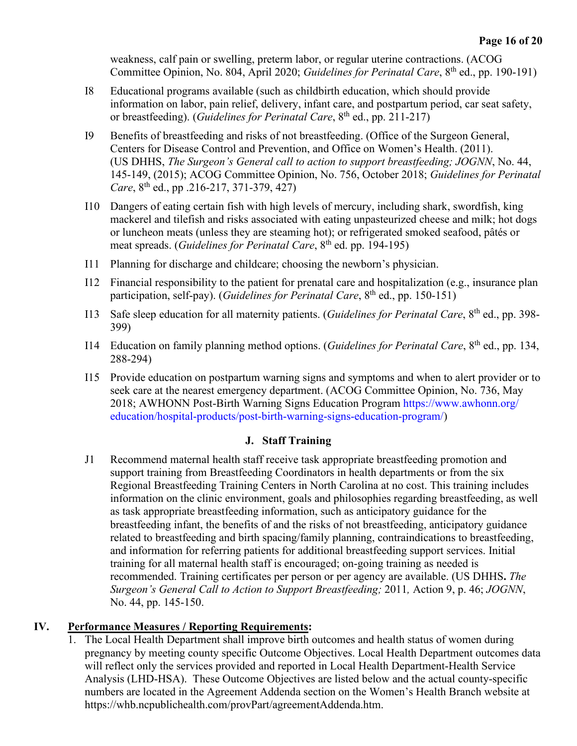weakness, calf pain or swelling, preterm labor, or regular uterine contractions. (ACOG Committee Opinion, No. 804, April 2020; *Guidelines for Perinatal Care*, 8th ed., pp. 190-191)

I8 Educational programs available (such as childbirth education, which should provide information on labor, pain relief, delivery, infant care, and postpartum period, car seat safety, or breastfeeding). (*Guidelines for Perinatal Care*, 8th ed., pp. 211-217)

I9 Benefits of breastfeeding and risks of not breastfeeding. (Office of the Surgeon General, Centers for Disease Control and Prevention, and Office on Women's Health. (2011). (US DHHS, *The Surgeon's General call to action to support breastfeeding; JOGNN*, No. 44, 145-149, (2015); ACOG Committee Opinion, No. 756, October 2018; *Guidelines for Perinatal Care*, 8th ed., pp .216-217, 371-379, 427)

I10 Dangers of eating certain fish with high levels of mercury, including shark, swordfish, king mackerel and tilefish and risks associated with eating unpasteurized cheese and milk; hot dogs or luncheon meats (unless they are steaming hot); or refrigerated smoked seafood, pâtés or meat spreads. (*Guidelines for Perinatal Care*, 8th ed. pp. 194-195)

I11 Planning for discharge and childcare; choosing the newborn's physician.

I12 Financial responsibility to the patient for prenatal care and hospitalization (e.g., insurance plan participation, self-pay). (*Guidelines for Perinatal Care*, 8th ed., pp. 150-151)

I13 Safe sleep education for all maternity patients. (*Guidelines for Perinatal Care*, 8th ed., pp. 398-399)

I14 Education on family planning method options. (*Guidelines for Perinatal Care*, 8th ed., pp. 134, 288-294)

I15 Provide education on postpartum warning signs and symptoms and when to alert provider or to seek care at the nearest emergency department. (ACOG Committee Opinion, No. 736, May 2018; AWHONN Post-Birth Warning Signs Education Program https://www.awhonn.org/education/hospital-products/post-birth-warning-signs-education-program/)

### J. Staff Training

J1 Recommend maternal health staff receive task appropriate breastfeeding promotion and support training from Breastfeeding Coordinators in health departments or from the six Regional Breastfeeding Training Centers in North Carolina at no cost. This training includes information on the clinic environment, goals and philosophies regarding breastfeeding, as well as task appropriate breastfeeding information, such as anticipatory guidance for the breastfeeding infant, the benefits of and the risks of not breastfeeding, anticipatory guidance related to breastfeeding and birth spacing/family planning, contraindications to breastfeeding, and information for referring patients for additional breastfeeding support services. Initial training for all maternal health staff is encouraged; on-going training as needed is recommended. Training certificates per person or per agency are available. (US DHHS**.** *The Surgeon's General Call to Action to Support Breastfeeding;* 2011*,* Action 9, p. 46; *JOGNN*, No. 44, pp. 145-150.

## IV. Performance Measures / Reporting Requirements:

1. The Local Health Department shall improve birth outcomes and health status of women during pregnancy by meeting county specific Outcome Objectives. Local Health Department outcomes data will reflect only the services provided and reported in Local Health Department-Health Service Analysis (LHD-HSA). These Outcome Objectives are listed below and the actual county-specific numbers are located in the Agreement Addenda section on the Women's Health Branch website at https://whb.ncpublichealth.com/provPart/agreementAddenda.htm.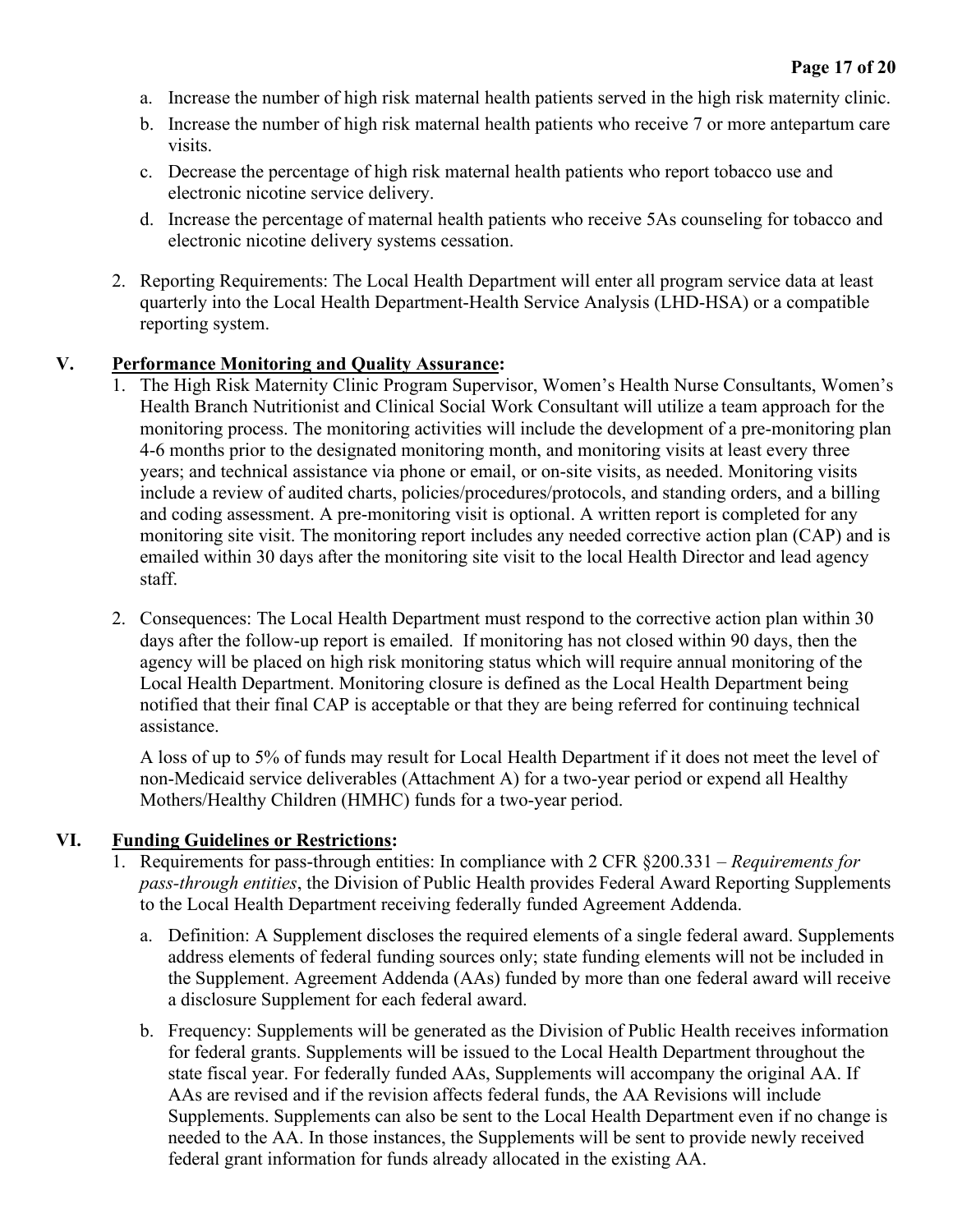a. Increase the number of high risk maternal health patients served in the high risk maternity clinic.
b. Increase the number of high risk maternal health patients who receive 7 or more antepartum care visits.
c. Decrease the percentage of high risk maternal health patients who report tobacco use and electronic nicotine service delivery.
d. Increase the percentage of maternal health patients who receive 5As counseling for tobacco and electronic nicotine delivery systems cessation.

2. Reporting Requirements: The Local Health Department will enter all program service data at least quarterly into the Local Health Department-Health Service Analysis (LHD-HSA) or a compatible reporting system.

## V. <u>Performance Monitoring and Quality Assurance</u>:

1. The High Risk Maternity Clinic Program Supervisor, Women's Health Nurse Consultants, Women's Health Branch Nutritionist and Clinical Social Work Consultant will utilize a team approach for the monitoring process. The monitoring activities will include the development of a pre-monitoring plan 4-6 months prior to the designated monitoring month, and monitoring visits at least every three years; and technical assistance via phone or email, or on-site visits, as needed. Monitoring visits include a review of audited charts, policies/procedures/protocols, and standing orders, and a billing and coding assessment. A pre-monitoring visit is optional. A written report is completed for any monitoring site visit. The monitoring report includes any needed corrective action plan (CAP) and is emailed within 30 days after the monitoring site visit to the local Health Director and lead agency staff.

2. Consequences: The Local Health Department must respond to the corrective action plan within 30 days after the follow-up report is emailed. If monitoring has not closed within 90 days, then the agency will be placed on high risk monitoring status which will require annual monitoring of the Local Health Department. Monitoring closure is defined as the Local Health Department being notified that their final CAP is acceptable or that they are being referred for continuing technical assistance.

   A loss of up to 5% of funds may result for Local Health Department if it does not meet the level of non-Medicaid service deliverables (Attachment A) for a two-year period or expend all Healthy Mothers/Healthy Children (HMHC) funds for a two-year period.

## VI. <u>Funding Guidelines or Restrictions</u>:

1. Requirements for pass-through entities: In compliance with 2 CFR §200.331 – *Requirements for pass-through entities*, the Division of Public Health provides Federal Award Reporting Supplements to the Local Health Department receiving federally funded Agreement Addenda.

   a. Definition: A Supplement discloses the required elements of a single federal award. Supplements address elements of federal funding sources only; state funding elements will not be included in the Supplement. Agreement Addenda (AAs) funded by more than one federal award will receive a disclosure Supplement for each federal award.

   b. Frequency: Supplements will be generated as the Division of Public Health receives information for federal grants. Supplements will be issued to the Local Health Department throughout the state fiscal year. For federally funded AAs, Supplements will accompany the original AA. If AAs are revised and if the revision affects federal funds, the AA Revisions will include Supplements. Supplements can also be sent to the Local Health Department even if no change is needed to the AA. In those instances, the Supplements will be sent to provide newly received federal grant information for funds already allocated in the existing AA.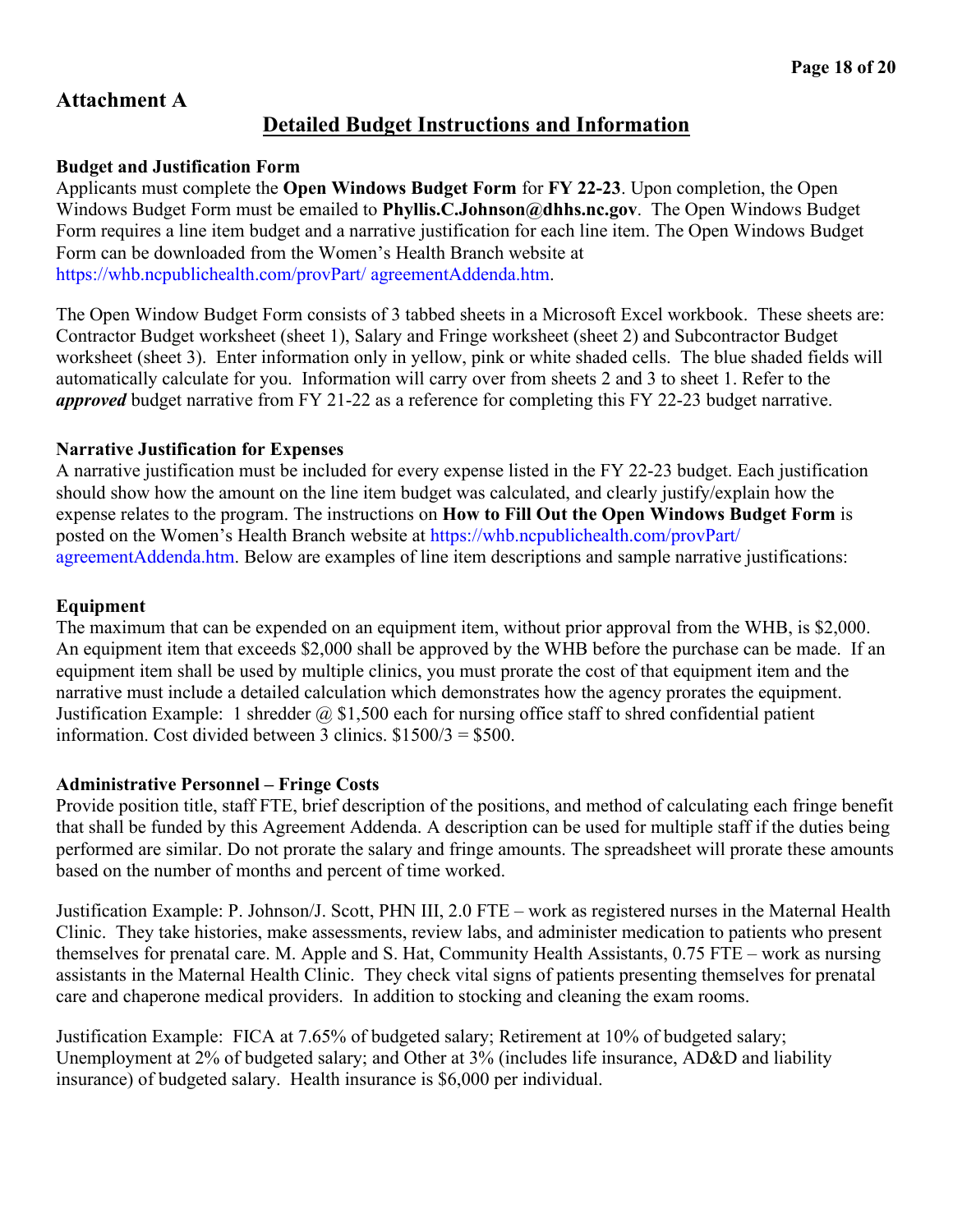## Attachment A

## Detailed Budget Instructions and Information

**Budget and Justification Form**
Applicants must complete the **Open Windows Budget Form** for **FY 22-23**. Upon completion, the Open Windows Budget Form must be emailed to **Phyllis.C.Johnson@dhhs.nc.gov**. The Open Windows Budget Form requires a line item budget and a narrative justification for each line item. The Open Windows Budget Form can be downloaded from the Women's Health Branch website at https://whb.ncpublichealth.com/provPart/ agreementAddenda.htm.

The Open Window Budget Form consists of 3 tabbed sheets in a Microsoft Excel workbook. These sheets are: Contractor Budget worksheet (sheet 1), Salary and Fringe worksheet (sheet 2) and Subcontractor Budget worksheet (sheet 3). Enter information only in yellow, pink or white shaded cells. The blue shaded fields will automatically calculate for you. Information will carry over from sheets 2 and 3 to sheet 1. Refer to the ***approved*** budget narrative from FY 21-22 as a reference for completing this FY 22-23 budget narrative.

**Narrative Justification for Expenses**
A narrative justification must be included for every expense listed in the FY 22-23 budget. Each justification should show how the amount on the line item budget was calculated, and clearly justify/explain how the expense relates to the program. The instructions on **How to Fill Out the Open Windows Budget Form** is posted on the Women's Health Branch website at https://whb.ncpublichealth.com/provPart/ agreementAddenda.htm. Below are examples of line item descriptions and sample narrative justifications:

**Equipment**
The maximum that can be expended on an equipment item, without prior approval from the WHB, is $2,000. An equipment item that exceeds $2,000 shall be approved by the WHB before the purchase can be made. If an equipment item shall be used by multiple clinics, you must prorate the cost of that equipment item and the narrative must include a detailed calculation which demonstrates how the agency prorates the equipment. Justification Example: 1 shredder @ $1,500 each for nursing office staff to shred confidential patient information. Cost divided between 3 clinics. $1500/3 = $500.

**Administrative Personnel – Fringe Costs**
Provide position title, staff FTE, brief description of the positions, and method of calculating each fringe benefit that shall be funded by this Agreement Addenda. A description can be used for multiple staff if the duties being performed are similar. Do not prorate the salary and fringe amounts. The spreadsheet will prorate these amounts based on the number of months and percent of time worked.

Justification Example: P. Johnson/J. Scott, PHN III, 2.0 FTE – work as registered nurses in the Maternal Health Clinic. They take histories, make assessments, review labs, and administer medication to patients who present themselves for prenatal care. M. Apple and S. Hat, Community Health Assistants, 0.75 FTE – work as nursing assistants in the Maternal Health Clinic. They check vital signs of patients presenting themselves for prenatal care and chaperone medical providers. In addition to stocking and cleaning the exam rooms.

Justification Example: FICA at 7.65% of budgeted salary; Retirement at 10% of budgeted salary; Unemployment at 2% of budgeted salary; and Other at 3% (includes life insurance, AD&D and liability insurance) of budgeted salary. Health insurance is $6,000 per individual.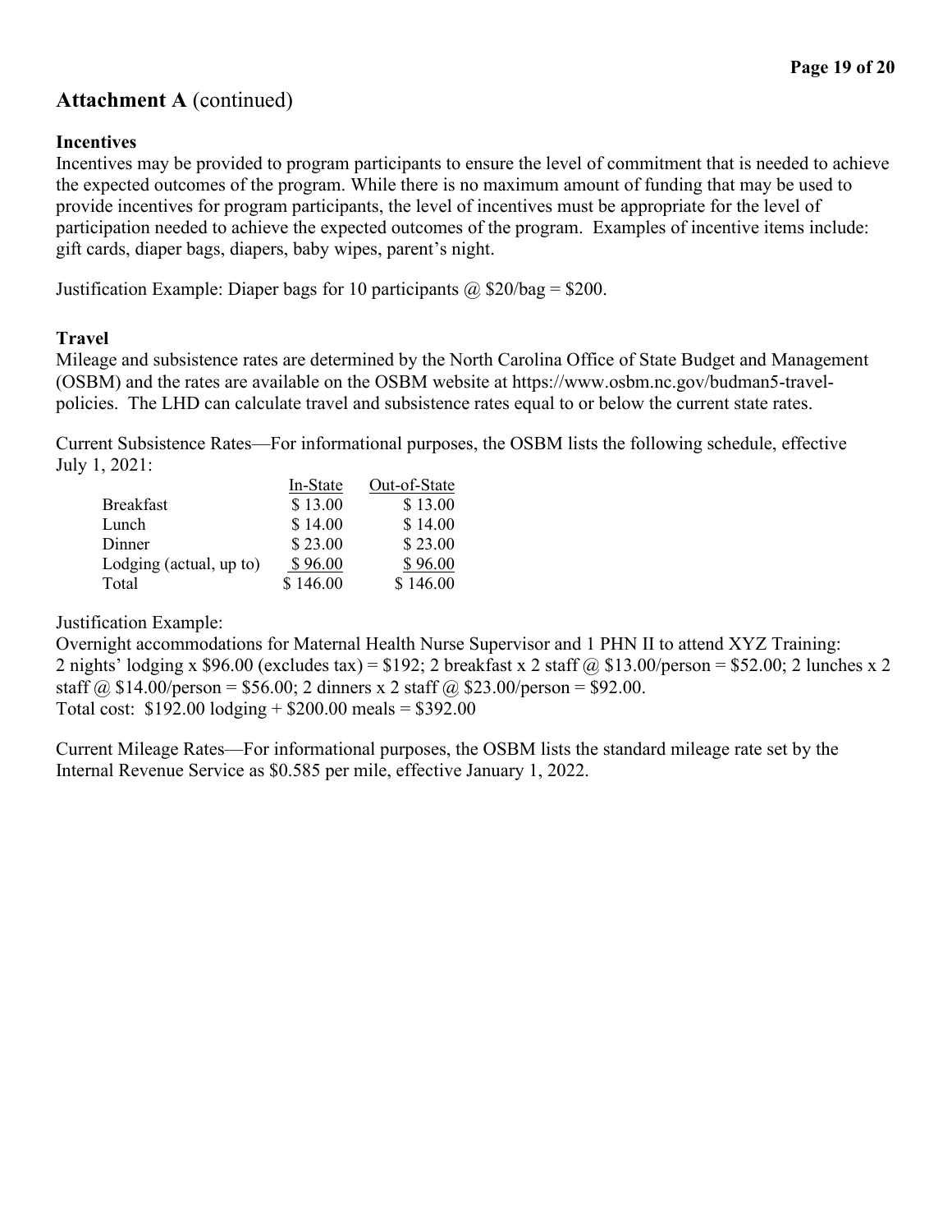## Attachment A (continued)

### Incentives

Incentives may be provided to program participants to ensure the level of commitment that is needed to achieve the expected outcomes of the program. While there is no maximum amount of funding that may be used to provide incentives for program participants, the level of incentives must be appropriate for the level of participation needed to achieve the expected outcomes of the program. Examples of incentive items include: gift cards, diaper bags, diapers, baby wipes, parent's night.

Justification Example: Diaper bags for 10 participants @ $20/bag = $200.

### Travel

Mileage and subsistence rates are determined by the North Carolina Office of State Budget and Management (OSBM) and the rates are available on the OSBM website at https://www.osbm.nc.gov/budman5-travel-policies. The LHD can calculate travel and subsistence rates equal to or below the current state rates.

Current Subsistence Rates—For informational purposes, the OSBM lists the following schedule, effective July 1, 2021:

| | In-State | Out-of-State |
|---|---|---|
| Breakfast | $ 13.00 | $ 13.00 |
| Lunch | $ 14.00 | $ 14.00 |
| Dinner | $ 23.00 | $ 23.00 |
| Lodging (actual, up to) | $ 96.00 | $ 96.00 |
| Total | $ 146.00 | $ 146.00 |

Justification Example:
Overnight accommodations for Maternal Health Nurse Supervisor and 1 PHN II to attend XYZ Training: 2 nights' lodging x $96.00 (excludes tax) = $192; 2 breakfast x 2 staff @ $13.00/person = $52.00; 2 lunches x 2 staff @ $14.00/person = $56.00; 2 dinners x 2 staff @ $23.00/person = $92.00.
Total cost: $192.00 lodging + $200.00 meals = $392.00

Current Mileage Rates—For informational purposes, the OSBM lists the standard mileage rate set by the Internal Revenue Service as $0.585 per mile, effective January 1, 2022.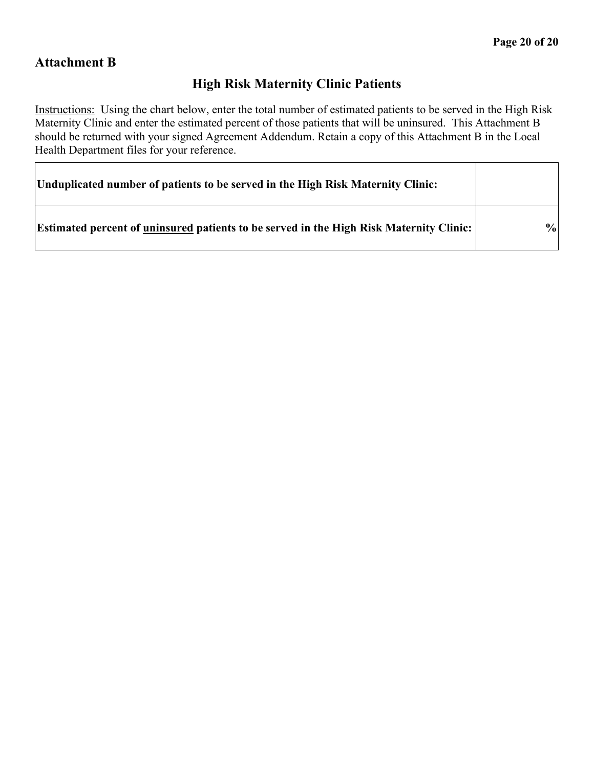## Attachment B

### High Risk Maternity Clinic Patients

Instructions: Using the chart below, enter the total number of estimated patients to be served in the High Risk Maternity Clinic and enter the estimated percent of those patients that will be uninsured. This Attachment B should be returned with your signed Agreement Addendum. Retain a copy of this Attachment B in the Local Health Department files for your reference.

| | |
|---|---|
| **Unduplicated number of patients to be served in the High Risk Maternity Clinic:** | |
| **Estimated percent of uninsured patients to be served in the High Risk Maternity Clinic:** | **%** |